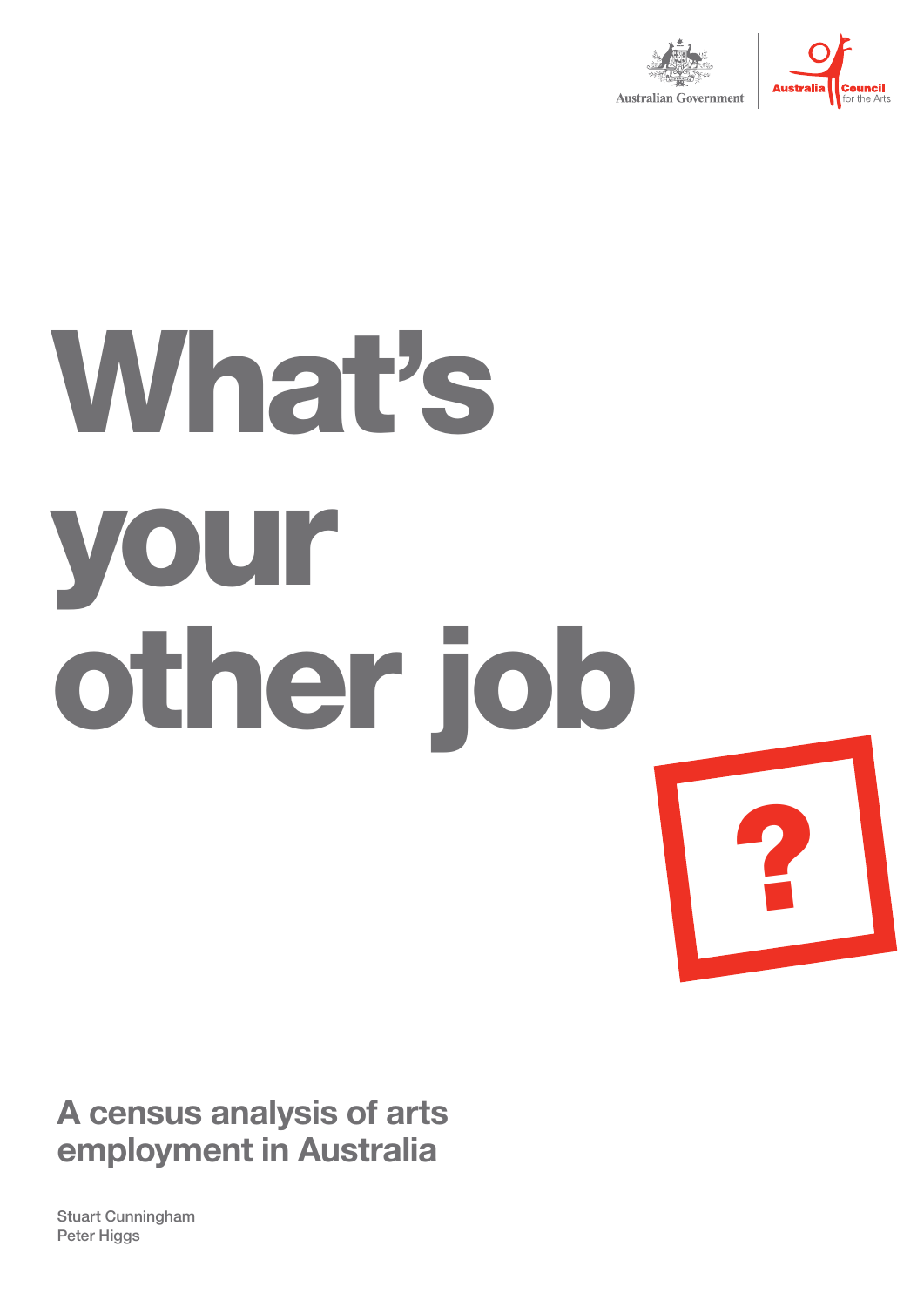Australian Government | Australia Council for the Arts

# What's your other job

?

## A census analysis of arts employment in Australia

Stuart Cunningham
Peter Higgs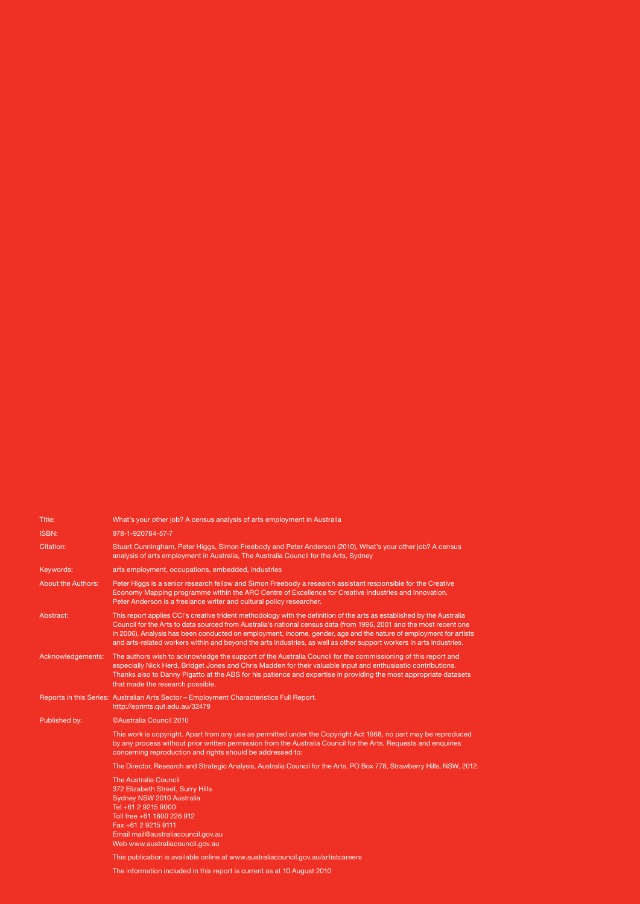| | |
|---|---|
| Title: | What's your other job? A census analysis of arts employment in Australia |
| ISBN: | 978-1-920784-57-7 |
| Citation: | Stuart Cunningham, Peter Higgs, Simon Freebody and Peter Anderson (2010), What's your other job? A census analysis of arts employment in Australia, The Australia Council for the Arts, Sydney |
| Keywords: | arts employment, occupations, embedded, industries |
| About the Authors: | Peter Higgs is a senior research fellow and Simon Freebody a research assistant responsible for the Creative Economy Mapping programme within the ARC Centre of Excellence for Creative Industries and Innovation. Peter Anderson is a freelance writer and cultural policy researcher. |
| Abstract: | This report applies CCI's creative trident methodology with the definition of the arts as established by the Australia Council for the Arts to data sourced from Australia's national census data (from 1996, 2001 and the most recent one in 2006). Analysis has been conducted on employment, income, gender, age and the nature of employment for artists and arts-related workers within and beyond the arts industries, as well as other support workers in arts industries. |
| Acknowledgements: | The authors wish to acknowledge the support of the Australia Council for the commissioning of this report and especially Nick Herd, Bridget Jones and Chris Madden for their valuable input and enthusiastic contributions. Thanks also to Danny Pigatto at the ABS for his patience and expertise in providing the most appropriate datasets that made the research possible. |
| Reports in this Series: | Australian Arts Sector – Employment Characteristics Full Report. http://eprints.qut.edu.au/32479 |
| Published by: | ©Australia Council 2010 |

This work is copyright. Apart from any use as permitted under the Copyright Act 1968, no part may be reproduced by any process without prior written permission from the Australia Council for the Arts. Requests and enquiries concerning reproduction and rights should be addressed to:

The Director, Research and Strategic Analysis, Australia Council for the Arts, PO Box 778, Strawberry Hills, NSW, 2012.

The Australia Council
372 Elizabeth Street, Surry Hills
Sydney NSW 2010 Australia
Tel +61 2 9215 9000
Toll free +61 1800 226 912
Fax +61 2 9215 9111
Email mail@australiacouncil.gov.au
Web www.australiacouncil.gov.au

This publication is available online at www.australiacouncil.gov.au/artistcareers

The information included in this report is current as at 10 August 2010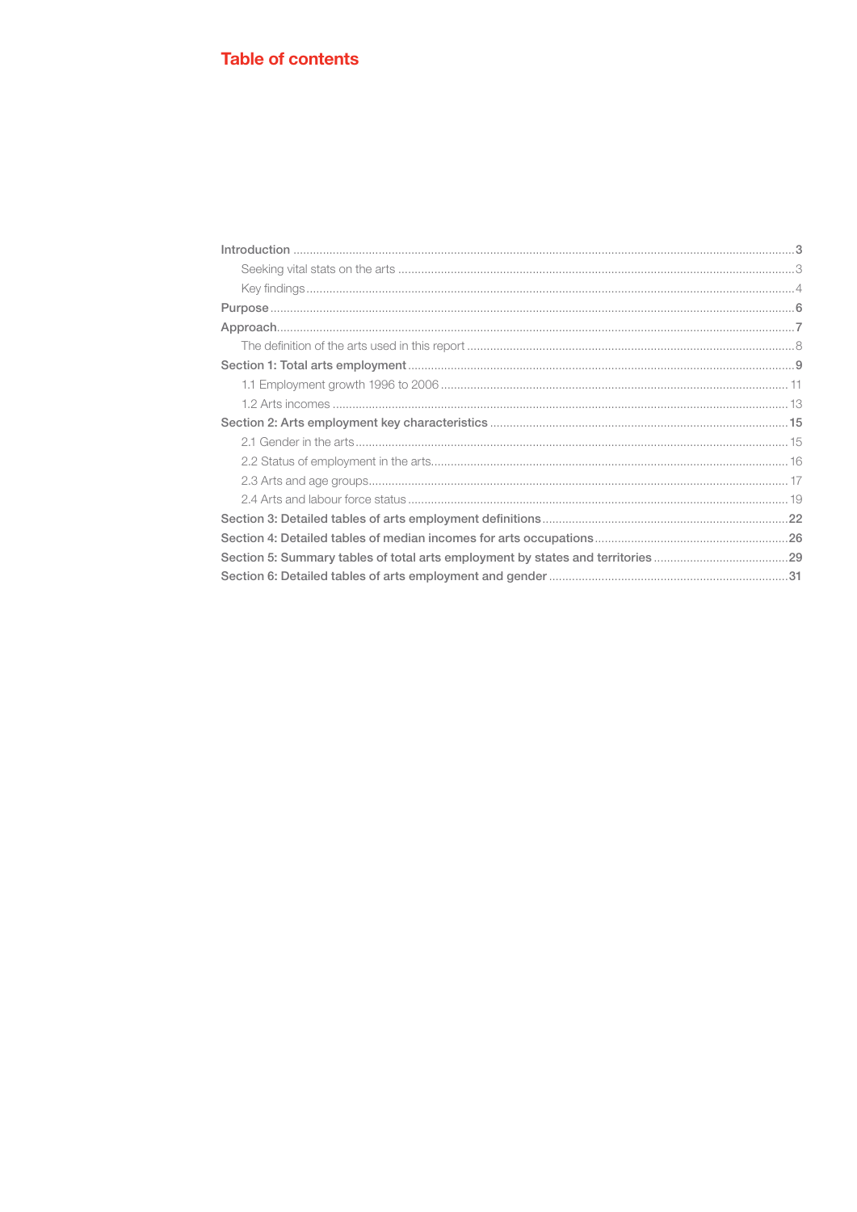# Table of contents

- Introduction ..... 3
  - Seeking vital stats on the arts ..... 3
  - Key findings ..... 4
- Purpose ..... 6
- Approach ..... 7
  - The definition of the arts used in this report ..... 8
- Section 1: Total arts employment ..... 9
  - 1.1 Employment growth 1996 to 2006 ..... 11
  - 1.2 Arts incomes ..... 13
- Section 2: Arts employment key characteristics ..... 15
  - 2.1 Gender in the arts ..... 15
  - 2.2 Status of employment in the arts ..... 16
  - 2.3 Arts and age groups ..... 17
  - 2.4 Arts and labour force status ..... 19
- Section 3: Detailed tables of arts employment definitions ..... 22
- Section 4: Detailed tables of median incomes for arts occupations ..... 26
- Section 5: Summary tables of total arts employment by states and territories ..... 29
- Section 6: Detailed tables of arts employment and gender ..... 31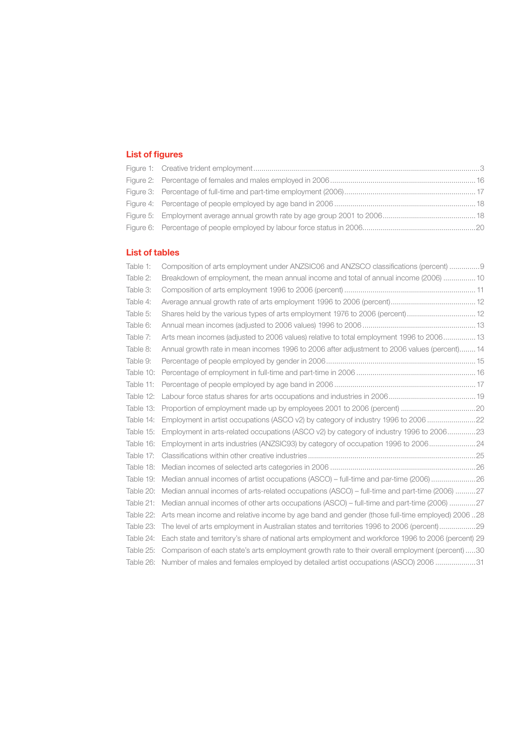## List of figures

Figure 1: Creative trident employment ....................................................................................................3
Figure 2: Percentage of females and males employed in 2006 ....................................................................16
Figure 3: Percentage of full-time and part-time employment (2006) ................................................................17
Figure 4: Percentage of people employed by age band in 2006 ....................................................................18
Figure 5: Employment average annual growth rate by age group 2001 to 2006 ..................................................18
Figure 6: Percentage of people employed by labour force status in 2006..........................................................20

## List of tables

Table 1: Composition of arts employment under ANZSIC06 and ANZSCO classifications (percent) ...............9
Table 2: Breakdown of employment, the mean annual income and total of annual income (2006) ...............10
Table 3: Composition of arts employment 1996 to 2006 (percent) ................................................................11
Table 4: Average annual growth rate of arts employment 1996 to 2006 (percent).........................................12
Table 5: Shares held by the various types of arts employment 1976 to 2006 (percent).................................12
Table 6: Annual mean incomes (adjusted to 2006 values) 1996 to 2006 .......................................................13
Table 7: Arts mean incomes (adjusted to 2006 values) relative to total employment 1996 to 2006................13
Table 8: Annual growth rate in mean incomes 1996 to 2006 after adjustment to 2006 values (percent)........14
Table 9: Percentage of people employed by gender in 2006.........................................................................15
Table 10: Percentage of employment in full-time and part-time in 2006 ..........................................................16
Table 11: Percentage of people employed by age band in 2006 ....................................................................17
Table 12: Labour force status shares for arts occupations and industries in 2006 ..........................................19
Table 13: Proportion of employment made up by employees 2001 to 2006 (percent) ....................................20
Table 14: Employment in artist occupations (ASCO v2) by category of industry 1996 to 2006 ........................22
Table 15: Employment in arts-related occupations (ASCO v2) by category of industry 1996 to 2006.............23
Table 16: Employment in arts industries (ANZSIC93) by category of occupation 1996 to 2006.......................24
Table 17: Classifications within other creative industries ..................................................................................25
Table 18: Median incomes of selected arts categories in 2006 .......................................................................26
Table 19: Median annual incomes of artist occupations (ASCO) – full-time and par-time (2006) ......................26
Table 20: Median annual incomes of arts-related occupations (ASCO) – full-time and part-time (2006) ..........27
Table 21: Median annual incomes of other arts occupations (ASCO) – full-time and part-time (2006) .............27
Table 22: Arts mean income and relative income by age band and gender (those full-time employed) 2006 ..28
Table 23: The level of arts employment in Australian states and territories 1996 to 2006 (percent)..................29
Table 24: Each state and territory's share of national arts employment and workforce 1996 to 2006 (percent) 29
Table 25: Comparison of each state's arts employment growth rate to their overall employment (percent) .....30
Table 26: Number of males and females employed by detailed artist occupations (ASCO) 2006 ....................31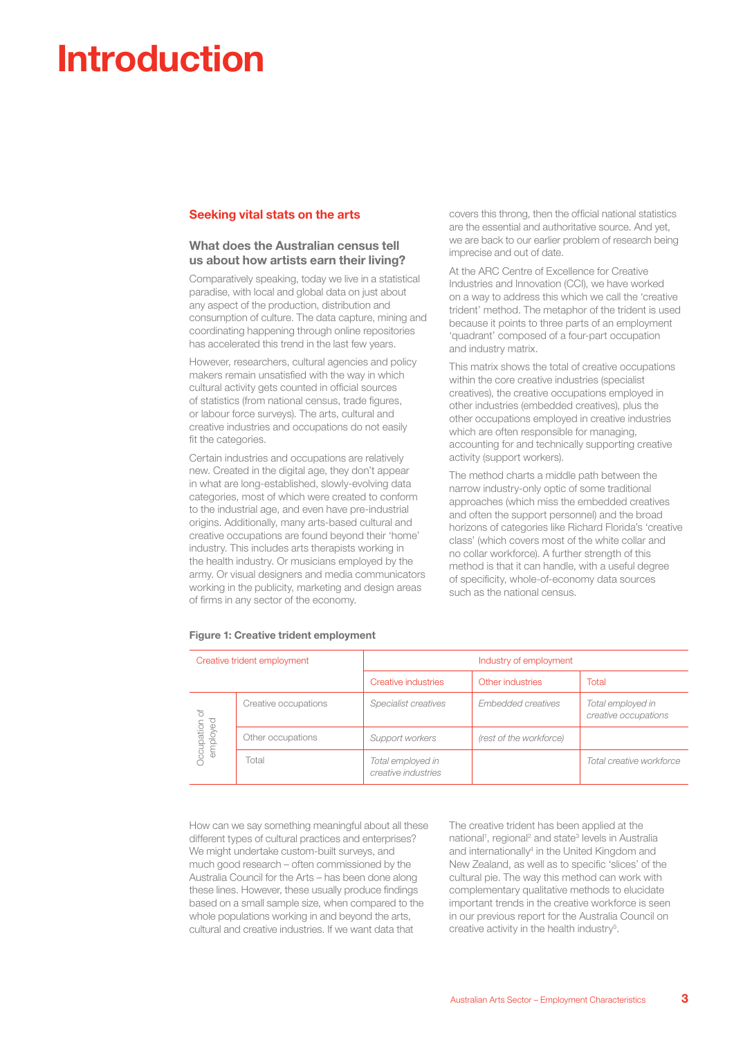# Introduction

## Seeking vital stats on the arts

### What does the Australian census tell us about how artists earn their living?

Comparatively speaking, today we live in a statistical paradise, with local and global data on just about any aspect of the production, distribution and consumption of culture. The data capture, mining and coordinating happening through online repositories has accelerated this trend in the last few years.

However, researchers, cultural agencies and policy makers remain unsatisfied with the way in which cultural activity gets counted in official sources of statistics (from national census, trade figures, or labour force surveys). The arts, cultural and creative industries and occupations do not easily fit the categories.

Certain industries and occupations are relatively new. Created in the digital age, they don't appear in what are long-established, slowly-evolving data categories, most of which were created to conform to the industrial age, and even have pre-industrial origins. Additionally, many arts-based cultural and creative occupations are found beyond their 'home' industry. This includes arts therapists working in the health industry. Or musicians employed by the army. Or visual designers and media communicators working in the publicity, marketing and design areas of firms in any sector of the economy.

covers this throng, then the official national statistics are the essential and authoritative source. And yet, we are back to our earlier problem of research being imprecise and out of date.

At the ARC Centre of Excellence for Creative Industries and Innovation (CCI), we have worked on a way to address this which we call the 'creative trident' method. The metaphor of the trident is used because it points to three parts of an employment 'quadrant' composed of a four-part occupation and industry matrix.

This matrix shows the total of creative occupations within the core creative industries (specialist creatives), the creative occupations employed in other industries (embedded creatives), plus the other occupations employed in creative industries which are often responsible for managing, accounting for and technically supporting creative activity (support workers).

The method charts a middle path between the narrow industry-only optic of some traditional approaches (which miss the embedded creatives and often the support personnel) and the broad horizons of categories like Richard Florida's 'creative class' (which covers most of the white collar and no collar workforce). A further strength of this method is that it can handle, with a useful degree of specificity, whole-of-economy data sources such as the national census.

**Figure 1: Creative trident employment**

| Creative trident employment | | Industry of employment | | |
|---|---|---|---|---|
| | | Creative industries | Other industries | Total |
| Occupation of employed | Creative occupations | *Specialist creatives* | *Embedded creatives* | *Total employed in creative occupations* |
| | Other occupations | *Support workers* | *(rest of the workforce)* | |
| | Total | *Total employed in creative industries* | | *Total creative workforce* |

How can we say something meaningful about all these different types of cultural practices and enterprises? We might undertake custom-built surveys, and much good research – often commissioned by the Australia Council for the Arts – has been done along these lines. However, these usually produce findings based on a small sample size, when compared to the whole populations working in and beyond the arts, cultural and creative industries. If we want data that

The creative trident has been applied at the national[1], regional[2] and state[3] levels in Australia and internationally[4] in the United Kingdom and New Zealand, as well as to specific 'slices' of the cultural pie. The way this method can work with complementary qualitative methods to elucidate important trends in the creative workforce is seen in our previous report for the Australia Council on creative activity in the health industry[5].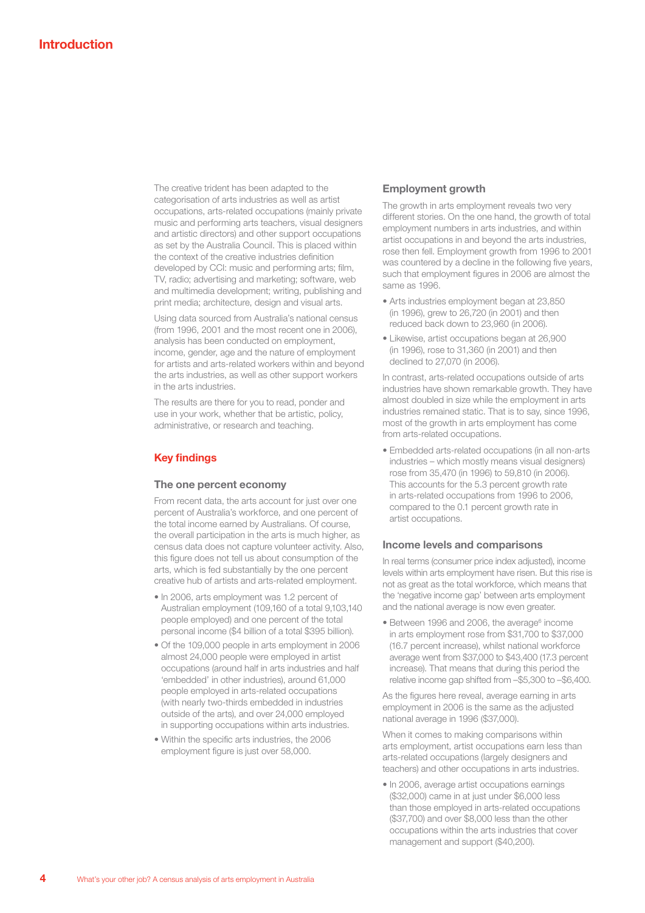# Introduction

The creative trident has been adapted to the categorisation of arts industries as well as artist occupations, arts-related occupations (mainly private music and performing arts teachers, visual designers and artistic directors) and other support occupations as set by the Australia Council. This is placed within the context of the creative industries definition developed by CCI: music and performing arts; film, TV, radio; advertising and marketing; software, web and multimedia development; writing, publishing and print media; architecture, design and visual arts.

Using data sourced from Australia's national census (from 1996, 2001 and the most recent one in 2006), analysis has been conducted on employment, income, gender, age and the nature of employment for artists and arts-related workers within and beyond the arts industries, as well as other support workers in the arts industries.

The results are there for you to read, ponder and use in your work, whether that be artistic, policy, administrative, or research and teaching.

## Key findings

### The one percent economy

From recent data, the arts account for just over one percent of Australia's workforce, and one percent of the total income earned by Australians. Of course, the overall participation in the arts is much higher, as census data does not capture volunteer activity. Also, this figure does not tell us about consumption of the arts, which is fed substantially by the one percent creative hub of artists and arts-related employment.

- In 2006, arts employment was 1.2 percent of Australian employment (109,160 of a total 9,103,140 people employed) and one percent of the total personal income ($4 billion of a total $395 billion).
- Of the 109,000 people in arts employment in 2006 almost 24,000 people were employed in artist occupations (around half in arts industries and half 'embedded' in other industries), around 61,000 people employed in arts-related occupations (with nearly two-thirds embedded in industries outside of the arts), and over 24,000 employed in supporting occupations within arts industries.
- Within the specific arts industries, the 2006 employment figure is just over 58,000.

### Employment growth

The growth in arts employment reveals two very different stories. On the one hand, the growth of total employment numbers in arts industries, and within artist occupations in and beyond the arts industries, rose then fell. Employment growth from 1996 to 2001 was countered by a decline in the following five years, such that employment figures in 2006 are almost the same as 1996.

- Arts industries employment began at 23,850 (in 1996), grew to 26,720 (in 2001) and then reduced back down to 23,960 (in 2006).
- Likewise, artist occupations began at 26,900 (in 1996), rose to 31,360 (in 2001) and then declined to 27,070 (in 2006).

In contrast, arts-related occupations outside of arts industries have shown remarkable growth. They have almost doubled in size while the employment in arts industries remained static. That is to say, since 1996, most of the growth in arts employment has come from arts-related occupations.

- Embedded arts-related occupations (in all non-arts industries – which mostly means visual designers) rose from 35,470 (in 1996) to 59,810 (in 2006). This accounts for the 5.3 percent growth rate in arts-related occupations from 1996 to 2006, compared to the 0.1 percent growth rate in artist occupations.

### Income levels and comparisons

In real terms (consumer price index adjusted), income levels within arts employment have risen. But this rise is not as great as the total workforce, which means that the 'negative income gap' between arts employment and the national average is now even greater.

- Between 1996 and 2006, the average[6] income in arts employment rose from $31,700 to $37,000 (16.7 percent increase), whilst national workforce average went from $37,000 to $43,400 (17.3 percent increase). That means that during this period the relative income gap shifted from –$5,300 to –$6,400.

As the figures here reveal, average earning in arts employment in 2006 is the same as the adjusted national average in 1996 ($37,000).

When it comes to making comparisons within arts employment, artist occupations earn less than arts-related occupations (largely designers and teachers) and other occupations in arts industries.

- In 2006, average artist occupations earnings ($32,000) came in at just under $6,000 less than those employed in arts-related occupations ($37,700) and over $8,000 less than the other occupations within the arts industries that cover management and support ($40,200).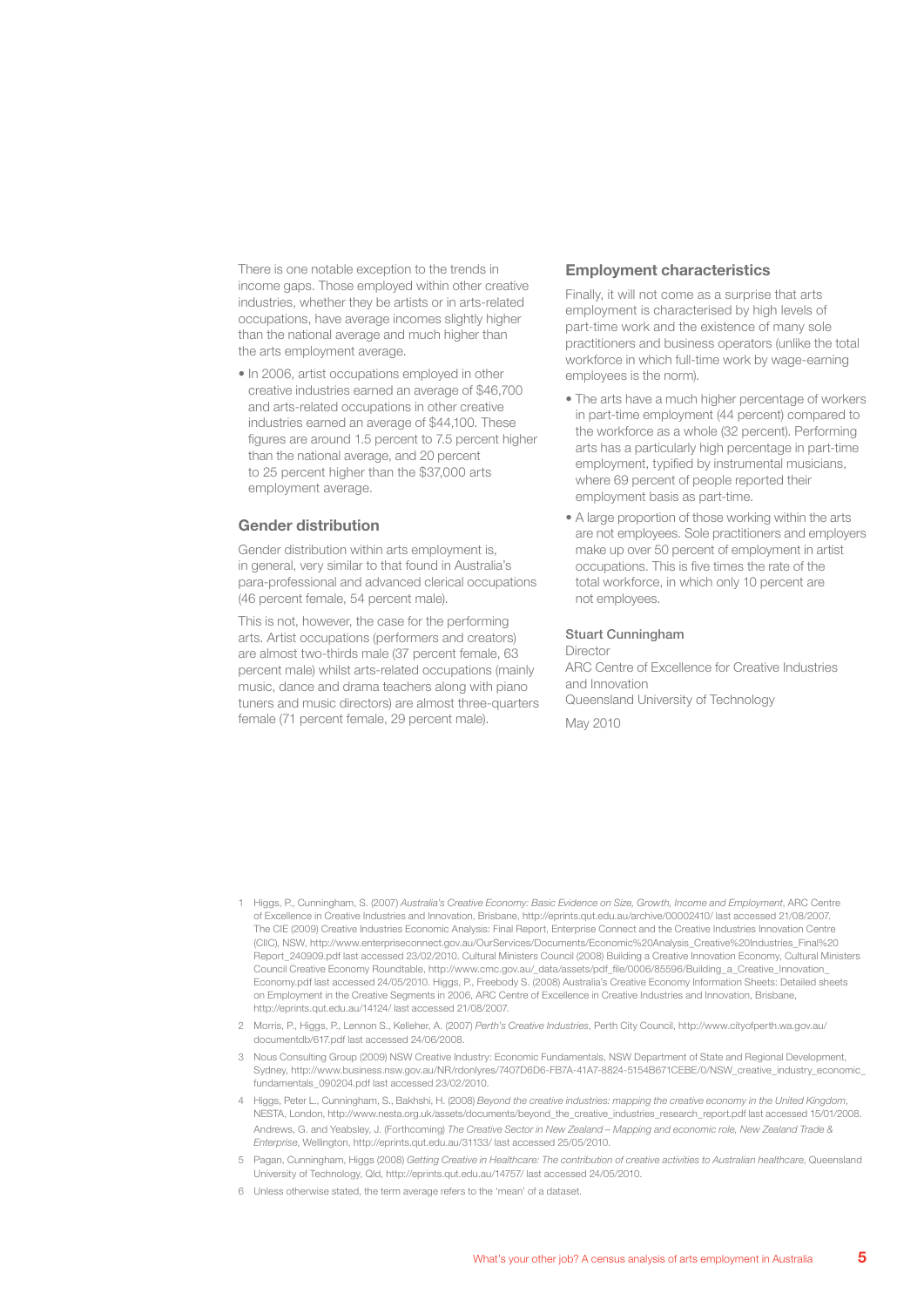There is one notable exception to the trends in income gaps. Those employed within other creative industries, whether they be artists or in arts-related occupations, have average incomes slightly higher than the national average and much higher than the arts employment average.

- In 2006, artist occupations employed in other creative industries earned an average of $46,700 and arts-related occupations in other creative industries earned an average of $44,100. These figures are around 1.5 percent to 7.5 percent higher than the national average, and 20 percent to 25 percent higher than the $37,000 arts employment average.

## Gender distribution

Gender distribution within arts employment is, in general, very similar to that found in Australia's para-professional and advanced clerical occupations (46 percent female, 54 percent male).

This is not, however, the case for the performing arts. Artist occupations (performers and creators) are almost two-thirds male (37 percent female, 63 percent male) whilst arts-related occupations (mainly music, dance and drama teachers along with piano tuners and music directors) are almost three-quarters female (71 percent female, 29 percent male).

## Employment characteristics

Finally, it will not come as a surprise that arts employment is characterised by high levels of part-time work and the existence of many sole practitioners and business operators (unlike the total workforce in which full-time work by wage-earning employees is the norm).

- The arts have a much higher percentage of workers in part-time employment (44 percent) compared to the workforce as a whole (32 percent). Performing arts has a particularly high percentage in part-time employment, typified by instrumental musicians, where 69 percent of people reported their employment basis as part-time.
- A large proportion of those working within the arts are not employees. Sole practitioners and employers make up over 50 percent of employment in artist occupations. This is five times the rate of the total workforce, in which only 10 percent are not employees.

**Stuart Cunningham**
Director
ARC Centre of Excellence for Creative Industries and Innovation
Queensland University of Technology

May 2010

1 Higgs, P., Cunningham, S. (2007) *Australia's Creative Economy: Basic Evidence on Size, Growth, Income and Employment*, ARC Centre of Excellence in Creative Industries and Innovation, Brisbane, http://eprints.qut.edu.au/archive/00002410/ last accessed 21/08/2007. The CIE (2009) Creative Industries Economic Analysis: Final Report, Enterprise Connect and the Creative Industries Innovation Centre (CIIC), NSW, http://www.enterpriseconnect.gov.au/OurServices/Documents/Economic%20Analysis_Creative%20Industries_Final%20 Report_240909.pdf last accessed 23/02/2010. Cultural Ministers Council (2008) Building a Creative Innovation Economy, Cultural Ministers Council Creative Economy Roundtable, http://www.cmc.gov.au/_data/assets/pdf_file/0006/85596/Building_a_Creative_Innovation_Economy.pdf last accessed 24/05/2010. Higgs, P., Freebody S. (2008) Australia's Creative Economy Information Sheets: Detailed sheets on Employment in the Creative Segments in 2006, ARC Centre of Excellence in Creative Industries and Innovation, Brisbane, http://eprints.qut.edu.au/14124/ last accessed 21/08/2007.

2 Morris, P., Higgs, P., Lennon S., Kelleher, A. (2007) *Perth's Creative Industries*, Perth City Council, http://www.cityofperth.wa.gov.au/documentdb/617.pdf last accessed 24/06/2008.

3 Nous Consulting Group (2009) NSW Creative Industry: Economic Fundamentals, NSW Department of State and Regional Development, Sydney, http://www.business.nsw.gov.au/NR/rdonlyres/7407D6D6-FB7A-41A7-8824-5154B671CEBE/0/NSW_creative_industry_economic_fundamentals_090204.pdf last accessed 23/02/2010.

4 Higgs, Peter L., Cunningham, S., Bakhshi, H. (2008) *Beyond the creative industries: mapping the creative economy in the United Kingdom*, NESTA, London, http://www.nesta.org.uk/assets/documents/beyond_the_creative_industries_research_report.pdf last accessed 15/01/2008. Andrews, G. and Yeabsley, J. (Forthcoming) *The Creative Sector in New Zealand – Mapping and economic role, New Zealand Trade & Enterprise*, Wellington, http://eprints.qut.edu.au/31133/ last accessed 25/05/2010.

5 Pagan, Cunningham, Higgs (2008) *Getting Creative in Healthcare: The contribution of creative activities to Australian healthcare*, Queensland University of Technology, Qld, http://eprints.qut.edu.au/14757/ last accessed 24/05/2010.

6 Unless otherwise stated, the term average refers to the 'mean' of a dataset.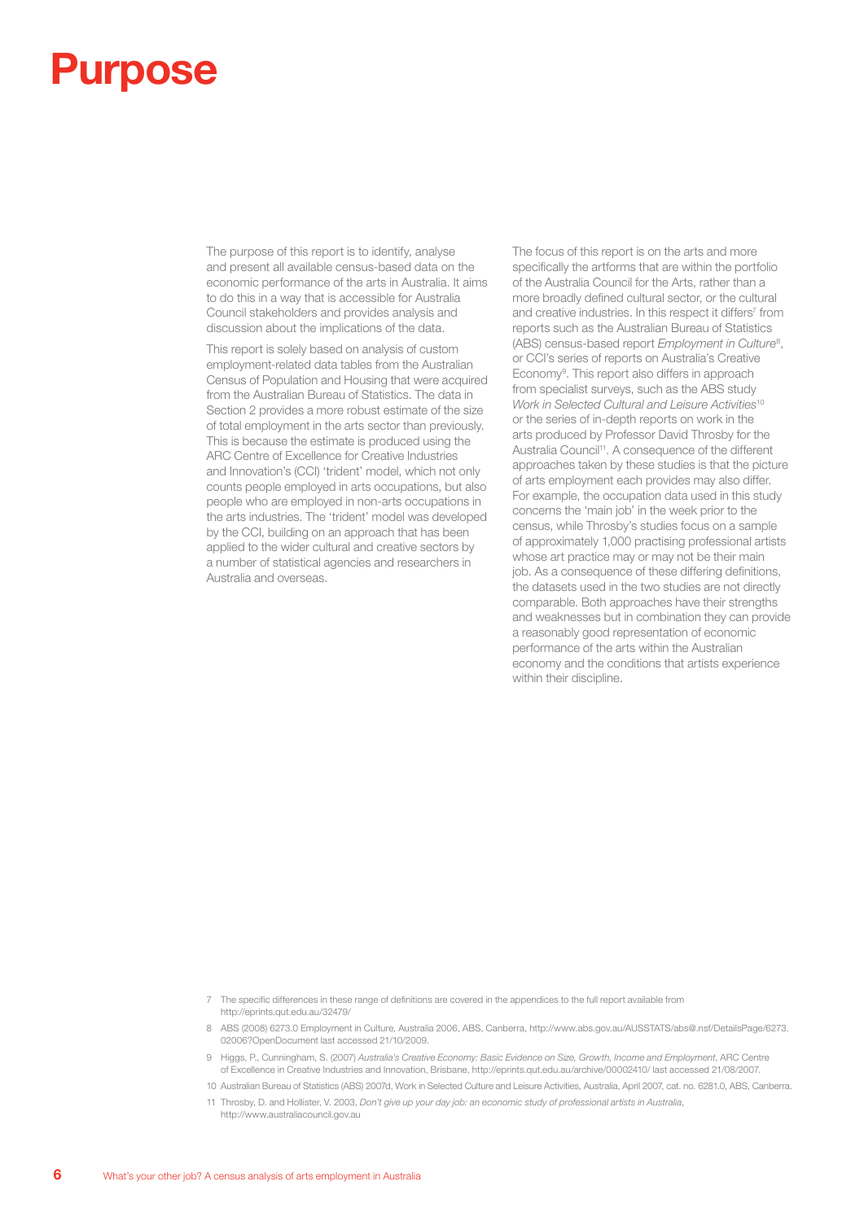# Purpose

The purpose of this report is to identify, analyse and present all available census-based data on the economic performance of the arts in Australia. It aims to do this in a way that is accessible for Australia Council stakeholders and provides analysis and discussion about the implications of the data.

This report is solely based on analysis of custom employment-related data tables from the Australian Census of Population and Housing that were acquired from the Australian Bureau of Statistics. The data in Section 2 provides a more robust estimate of the size of total employment in the arts sector than previously. This is because the estimate is produced using the ARC Centre of Excellence for Creative Industries and Innovation's (CCI) 'trident' model, which not only counts people employed in arts occupations, but also people who are employed in non-arts occupations in the arts industries. The 'trident' model was developed by the CCI, building on an approach that has been applied to the wider cultural and creative sectors by a number of statistical agencies and researchers in Australia and overseas.

The focus of this report is on the arts and more specifically the artforms that are within the portfolio of the Australia Council for the Arts, rather than a more broadly defined cultural sector, or the cultural and creative industries. In this respect it differs[7] from reports such as the Australian Bureau of Statistics (ABS) census-based report *Employment in Culture*[8], or CCI's series of reports on Australia's Creative Economy[9]. This report also differs in approach from specialist surveys, such as the ABS study *Work in Selected Cultural and Leisure Activities*[10] or the series of in-depth reports on work in the arts produced by Professor David Throsby for the Australia Council[11]. A consequence of the different approaches taken by these studies is that the picture of arts employment each provides may also differ. For example, the occupation data used in this study concerns the 'main job' in the week prior to the census, while Throsby's studies focus on a sample of approximately 1,000 practising professional artists whose art practice may or may not be their main job. As a consequence of these differing definitions, the datasets used in the two studies are not directly comparable. Both approaches have their strengths and weaknesses but in combination they can provide a reasonably good representation of economic performance of the arts within the Australian economy and the conditions that artists experience within their discipline.

---

7 The specific differences in these range of definitions are covered in the appendices to the full report available from http://eprints.qut.edu.au/32479/

8 ABS (2008) 6273.0 Employment in Culture, Australia 2006, ABS, Canberra, http://www.abs.gov.au/AUSSTATS/abs@.nsf/DetailsPage/6273.02006?OpenDocument last accessed 21/10/2009.

9 Higgs, P., Cunningham, S. (2007) *Australia's Creative Economy: Basic Evidence on Size, Growth, Income and Employment*, ARC Centre of Excellence in Creative Industries and Innovation, Brisbane, http://eprints.qut.edu.au/archive/00002410/ last accessed 21/08/2007.

10 Australian Bureau of Statistics (ABS) 2007d, Work in Selected Culture and Leisure Activities, Australia, April 2007, cat. no. 6281.0, ABS, Canberra.

11 Throsby, D. and Hollister, V. 2003, *Don't give up your day job: an economic study of professional artists in Australia*, http://www.australiacouncil.gov.au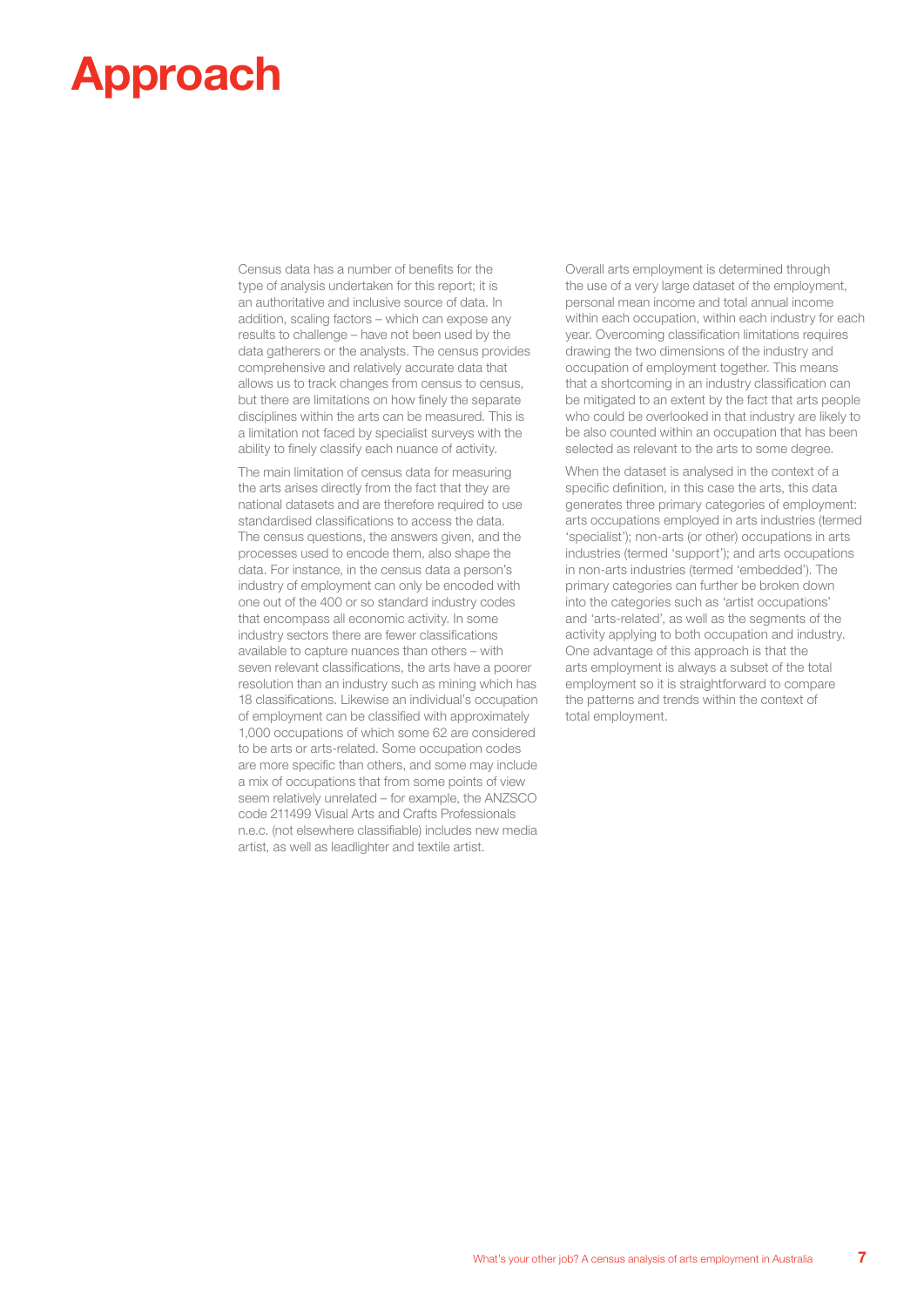# Approach

Census data has a number of benefits for the type of analysis undertaken for this report; it is an authoritative and inclusive source of data. In addition, scaling factors – which can expose any results to challenge – have not been used by the data gatherers or the analysts. The census provides comprehensive and relatively accurate data that allows us to track changes from census to census, but there are limitations on how finely the separate disciplines within the arts can be measured. This is a limitation not faced by specialist surveys with the ability to finely classify each nuance of activity.

The main limitation of census data for measuring the arts arises directly from the fact that they are national datasets and are therefore required to use standardised classifications to access the data. The census questions, the answers given, and the processes used to encode them, also shape the data. For instance, in the census data a person's industry of employment can only be encoded with one out of the 400 or so standard industry codes that encompass all economic activity. In some industry sectors there are fewer classifications available to capture nuances than others – with seven relevant classifications, the arts have a poorer resolution than an industry such as mining which has 18 classifications. Likewise an individual's occupation of employment can be classified with approximately 1,000 occupations of which some 62 are considered to be arts or arts-related. Some occupation codes are more specific than others, and some may include a mix of occupations that from some points of view seem relatively unrelated – for example, the ANZSCO code 211499 Visual Arts and Crafts Professionals n.e.c. (not elsewhere classifiable) includes new media artist, as well as leadlighter and textile artist.

Overall arts employment is determined through the use of a very large dataset of the employment, personal mean income and total annual income within each occupation, within each industry for each year. Overcoming classification limitations requires drawing the two dimensions of the industry and occupation of employment together. This means that a shortcoming in an industry classification can be mitigated to an extent by the fact that arts people who could be overlooked in that industry are likely to be also counted within an occupation that has been selected as relevant to the arts to some degree.

When the dataset is analysed in the context of a specific definition, in this case the arts, this data generates three primary categories of employment: arts occupations employed in arts industries (termed 'specialist'); non-arts (or other) occupations in arts industries (termed 'support'); and arts occupations in non-arts industries (termed 'embedded'). The primary categories can further be broken down into the categories such as 'artist occupations' and 'arts-related', as well as the segments of the activity applying to both occupation and industry. One advantage of this approach is that the arts employment is always a subset of the total employment so it is straightforward to compare the patterns and trends within the context of total employment.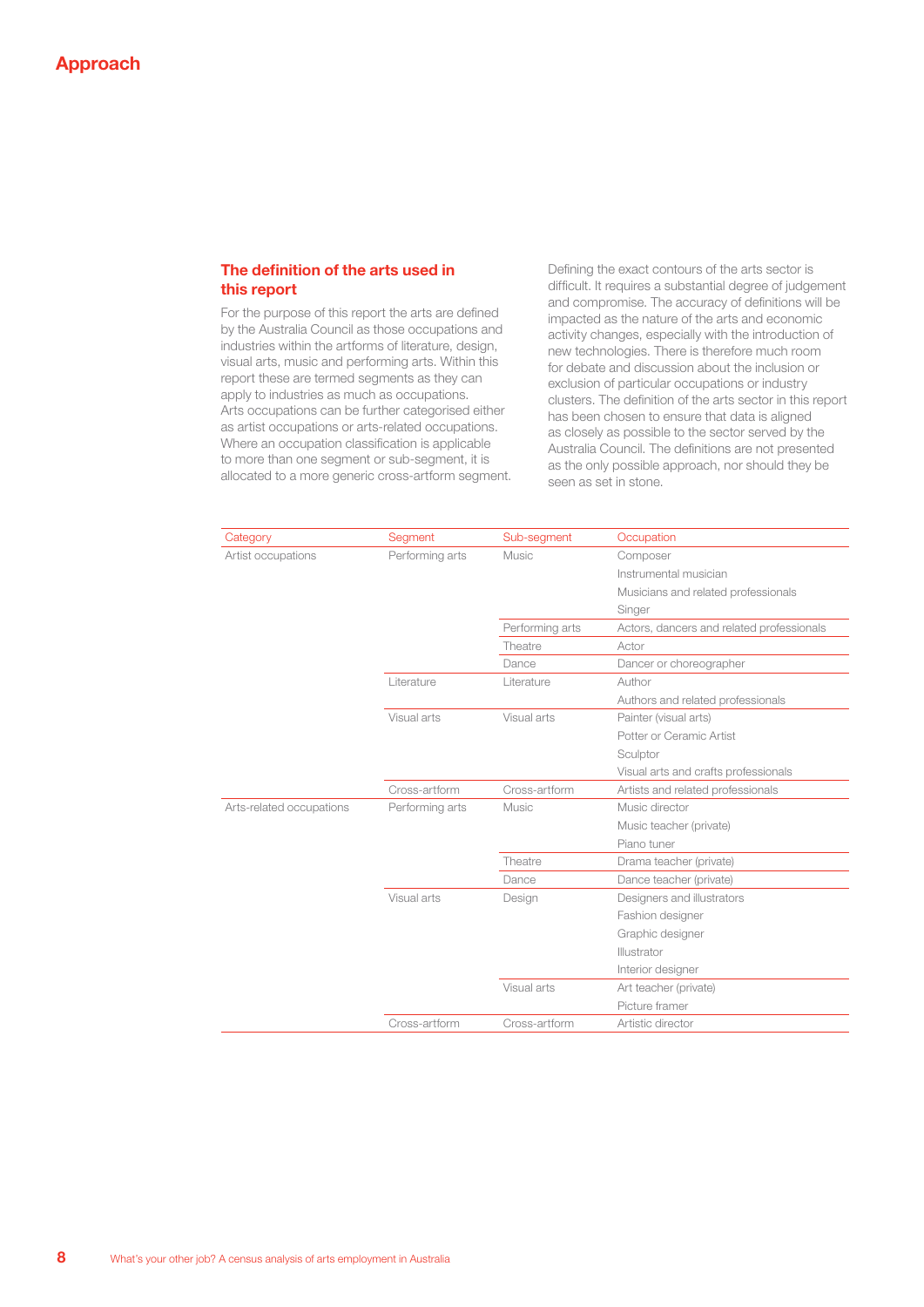# Approach

## The definition of the arts used in this report

For the purpose of this report the arts are defined by the Australia Council as those occupations and industries within the artforms of literature, design, visual arts, music and performing arts. Within this report these are termed segments as they can apply to industries as much as occupations.

Arts occupations can be further categorised either as artist occupations or arts-related occupations. Where an occupation classification is applicable to more than one segment or sub-segment, it is allocated to a more generic cross-artform segment.

Defining the exact contours of the arts sector is difficult. It requires a substantial degree of judgement and compromise. The accuracy of definitions will be impacted as the nature of the arts and economic activity changes, especially with the introduction of new technologies. There is therefore much room for debate and discussion about the inclusion or exclusion of particular occupations or industry clusters. The definition of the arts sector in this report has been chosen to ensure that data is aligned as closely as possible to the sector served by the Australia Council. The definitions are not presented as the only possible approach, nor should they be seen as set in stone.

| Category | Segment | Sub-segment | Occupation |
|---|---|---|---|
| Artist occupations | Performing arts | Music | Composer |
| | | | Instrumental musician |
| | | | Musicians and related professionals |
| | | | Singer |
| | | Performing arts | Actors, dancers and related professionals |
| | | Theatre | Actor |
| | | Dance | Dancer or choreographer |
| | Literature | Literature | Author |
| | | | Authors and related professionals |
| | Visual arts | Visual arts | Painter (visual arts) |
| | | | Potter or Ceramic Artist |
| | | | Sculptor |
| | | | Visual arts and crafts professionals |
| | Cross-artform | Cross-artform | Artists and related professionals |
| Arts-related occupations | Performing arts | Music | Music director |
| | | | Music teacher (private) |
| | | | Piano tuner |
| | | Theatre | Drama teacher (private) |
| | | Dance | Dance teacher (private) |
| | Visual arts | Design | Designers and illustrators |
| | | | Fashion designer |
| | | | Graphic designer |
| | | | Illustrator |
| | | | Interior designer |
| | | Visual arts | Art teacher (private) |
| | | | Picture framer |
| | Cross-artform | Cross-artform | Artistic director |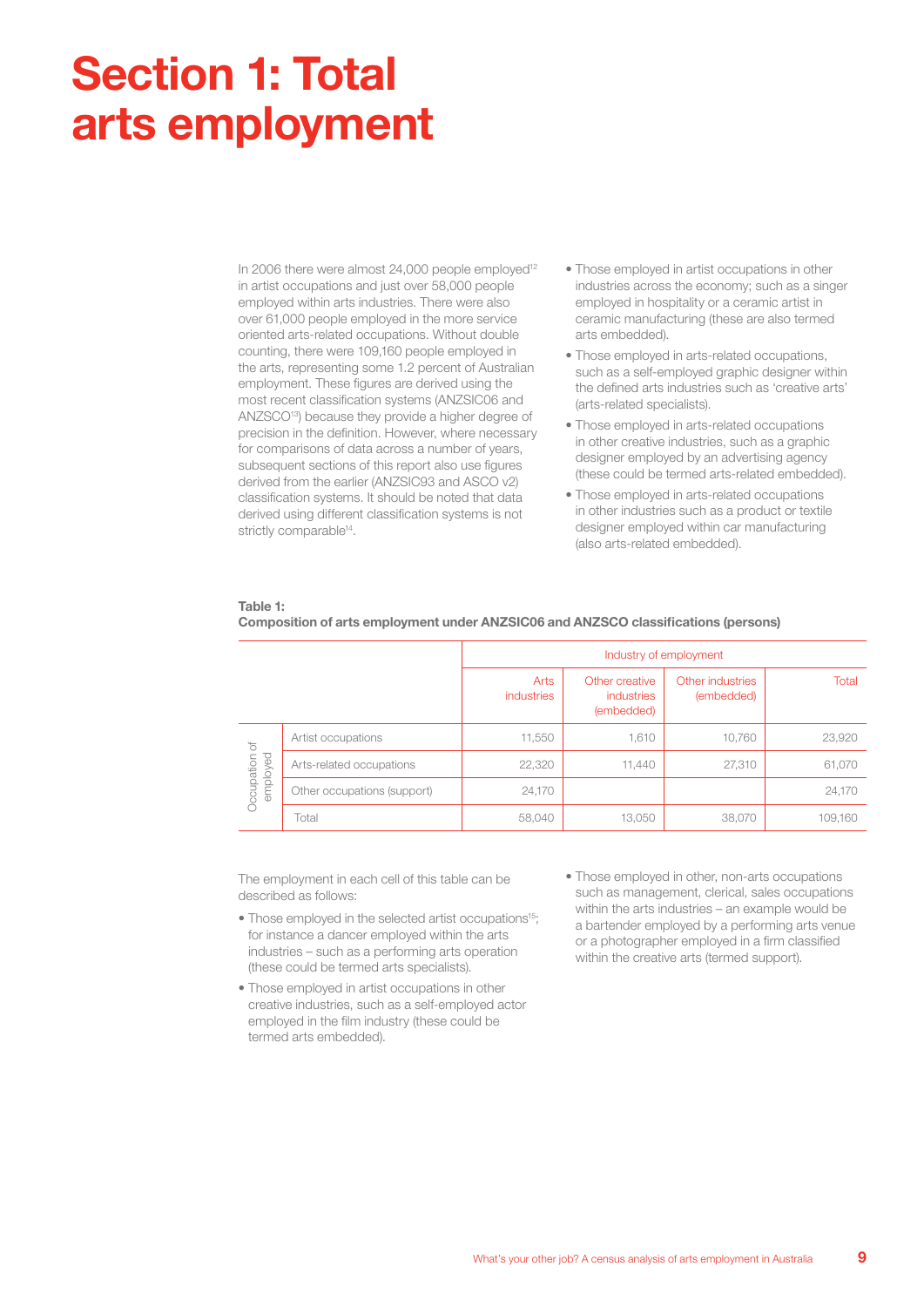# Section 1: Total arts employment

In 2006 there were almost 24,000 people employed[12] in artist occupations and just over 58,000 people employed within arts industries. There were also over 61,000 people employed in the more service oriented arts-related occupations. Without double counting, there were 109,160 people employed in the arts, representing some 1.2 percent of Australian employment. These figures are derived using the most recent classification systems (ANZSIC06 and ANZSCO[13]) because they provide a higher degree of precision in the definition. However, where necessary for comparisons of data across a number of years, subsequent sections of this report also use figures derived from the earlier (ANZSIC93 and ASCO v2) classification systems. It should be noted that data derived using different classification systems is not strictly comparable[14].

**Table 1:**
**Composition of arts employment under ANZSIC06 and ANZSCO classifications (persons)**

| | | Industry of employment | | | |
|---|---|---|---|---|---|
| | | Arts industries | Other creative industries (embedded) | Other industries (embedded) | Total |
| Occupation of employed | Artist occupations | 11,550 | 1,610 | 10,760 | 23,920 |
| | Arts-related occupations | 22,320 | 11,440 | 27,310 | 61,070 |
| | Other occupations (support) | 24,170 | | | 24,170 |
| | Total | 58,040 | 13,050 | 38,070 | 109,160 |

The employment in each cell of this table can be described as follows:

- Those employed in the selected artist occupations[15]; for instance a dancer employed within the arts industries – such as a performing arts operation (these could be termed arts specialists).
- Those employed in artist occupations in other creative industries, such as a self-employed actor employed in the film industry (these could be termed arts embedded).
- Those employed in artist occupations in other industries across the economy; such as a singer employed in hospitality or a ceramic artist in ceramic manufacturing (these are also termed arts embedded).
- Those employed in arts-related occupations, such as a self-employed graphic designer within the defined arts industries such as 'creative arts' (arts-related specialists).
- Those employed in arts-related occupations in other creative industries, such as a graphic designer employed by an advertising agency (these could be termed arts-related embedded).
- Those employed in arts-related occupations in other industries such as a product or textile designer employed within car manufacturing (also arts-related embedded).
- Those employed in other, non-arts occupations such as management, clerical, sales occupations within the arts industries – an example would be a bartender employed by a performing arts venue or a photographer employed in a firm classified within the creative arts (termed support).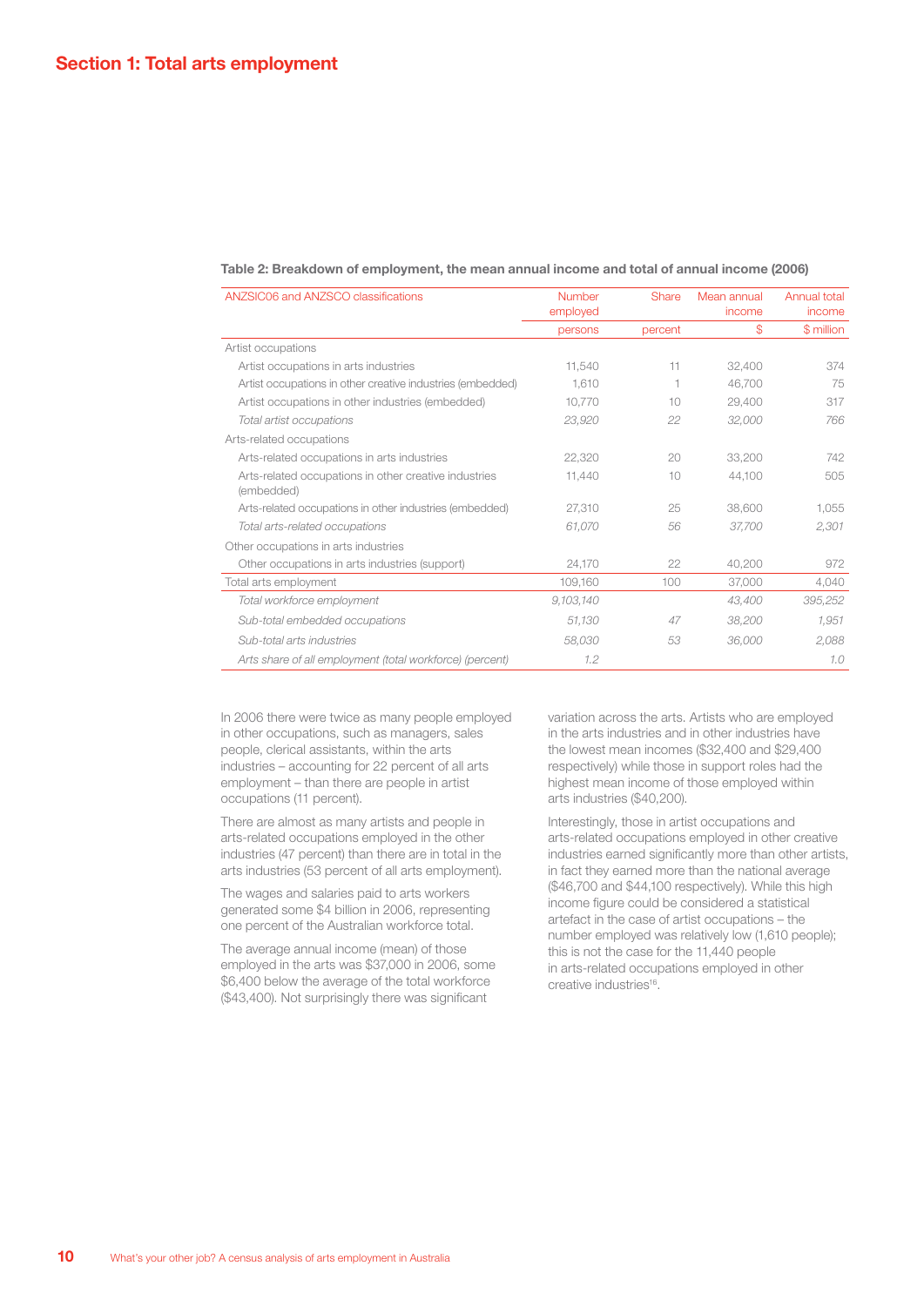## Section 1: Total arts employment

**Table 2: Breakdown of employment, the mean annual income and total of annual income (2006)**

| ANZSIC06 and ANZSCO classifications | Number employed | Share | Mean annual income | Annual total income |
|---|---|---|---|---|
| | persons | percent | $ | $ million |
| Artist occupations | | | | |
| Artist occupations in arts industries | 11,540 | 11 | 32,400 | 374 |
| Artist occupations in other creative industries (embedded) | 1,610 | 1 | 46,700 | 75 |
| Artist occupations in other industries (embedded) | 10,770 | 10 | 29,400 | 317 |
| *Total artist occupations* | *23,920* | *22* | *32,000* | *766* |
| Arts-related occupations | | | | |
| Arts-related occupations in arts industries | 22,320 | 20 | 33,200 | 742 |
| Arts-related occupations in other creative industries (embedded) | 11,440 | 10 | 44,100 | 505 |
| Arts-related occupations in other industries (embedded) | 27,310 | 25 | 38,600 | 1,055 |
| *Total arts-related occupations* | *61,070* | *56* | *37,700* | *2,301* |
| Other occupations in arts industries | | | | |
| Other occupations in arts industries (support) | 24,170 | 22 | 40,200 | 972 |
| Total arts employment | 109,160 | 100 | 37,000 | 4,040 |
| *Total workforce employment* | *9,103,140* | | *43,400* | *395,252* |
| *Sub-total embedded occupations* | *51,130* | *47* | *38,200* | *1,951* |
| *Sub-total arts industries* | *58,030* | *53* | *36,000* | *2,088* |
| *Arts share of all employment (total workforce) (percent)* | *1.2* | | | *1.0* |

In 2006 there were twice as many people employed in other occupations, such as managers, sales people, clerical assistants, within the arts industries – accounting for 22 percent of all arts employment – than there are people in artist occupations (11 percent).

There are almost as many artists and people in arts-related occupations employed in the other industries (47 percent) than there are in total in the arts industries (53 percent of all arts employment).

The wages and salaries paid to arts workers generated some $4 billion in 2006, representing one percent of the Australian workforce total.

The average annual income (mean) of those employed in the arts was $37,000 in 2006, some $6,400 below the average of the total workforce ($43,400). Not surprisingly there was significant variation across the arts. Artists who are employed in the arts industries and in other industries have the lowest mean incomes ($32,400 and $29,400 respectively) while those in support roles had the highest mean income of those employed within arts industries ($40,200).

Interestingly, those in artist occupations and arts-related occupations employed in other creative industries earned significantly more than other artists, in fact they earned more than the national average ($46,700 and $44,100 respectively). While this high income figure could be considered a statistical artefact in the case of artist occupations – the number employed was relatively low (1,610 people); this is not the case for the 11,440 people in arts-related occupations employed in other creative industries[16].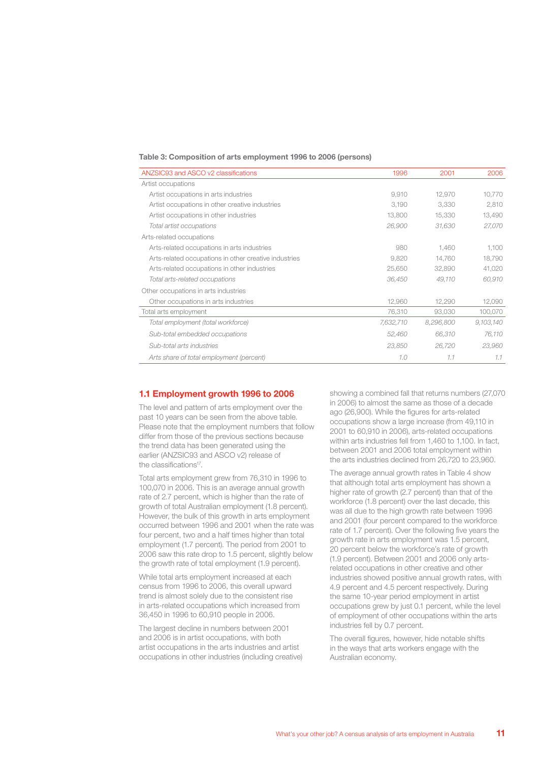**Table 3: Composition of arts employment 1996 to 2006 (persons)**

| ANZSIC93 and ASCO v2 classifications | 1996 | 2001 | 2006 |
|---|---|---|---|
| Artist occupations | | | |
| Artist occupations in arts industries | 9,910 | 12,970 | 10,770 |
| Artist occupations in other creative industries | 3,190 | 3,330 | 2,810 |
| Artist occupations in other industries | 13,800 | 15,330 | 13,490 |
| *Total artist occupations* | *26,900* | *31,630* | *27,070* |
| Arts-related occupations | | | |
| Arts-related occupations in arts industries | 980 | 1,460 | 1,100 |
| Arts-related occupations in other creative industries | 9,820 | 14,760 | 18,790 |
| Arts-related occupations in other industries | 25,650 | 32,890 | 41,020 |
| *Total arts-related occupations* | *36,450* | *49,110* | *60,910* |
| Other occupations in arts industries | | | |
| Other occupations in arts industries | 12,960 | 12,290 | 12,090 |
| Total arts employment | 76,310 | 93,030 | 100,070 |
| *Total employment (total workforce)* | *7,632,710* | *8,296,800* | *9,103,140* |
| *Sub-total embedded occupations* | *52,460* | *66,310* | *76,110* |
| *Sub-total arts industries* | *23,850* | *26,720* | *23,960* |
| *Arts share of total employment (percent)* | *1.0* | *1.1* | *1.1* |

## 1.1 Employment growth 1996 to 2006

The level and pattern of arts employment over the past 10 years can be seen from the above table. Please note that the employment numbers that follow differ from those of the previous sections because the trend data has been generated using the earlier (ANZSIC93 and ASCO v2) release of the classifications[17].

Total arts employment grew from 76,310 in 1996 to 100,070 in 2006. This is an average annual growth rate of 2.7 percent, which is higher than the rate of growth of total Australian employment (1.8 percent). However, the bulk of this growth in arts employment occurred between 1996 and 2001 when the rate was four percent, two and a half times higher than total employment (1.7 percent). The period from 2001 to 2006 saw this rate drop to 1.5 percent, slightly below the growth rate of total employment (1.9 percent).

While total arts employment increased at each census from 1996 to 2006, this overall upward trend is almost solely due to the consistent rise in arts-related occupations which increased from 36,450 in 1996 to 60,910 people in 2006.

The largest decline in numbers between 2001 and 2006 is in artist occupations, with both artist occupations in the arts industries and artist occupations in other industries (including creative) showing a combined fall that returns numbers (27,070 in 2006) to almost the same as those of a decade ago (26,900). While the figures for arts-related occupations show a large increase (from 49,110 in 2001 to 60,910 in 2006), arts-related occupations within arts industries fell from 1,460 to 1,100. In fact, between 2001 and 2006 total employment within the arts industries declined from 26,720 to 23,960.

The average annual growth rates in Table 4 show that although total arts employment has shown a higher rate of growth (2.7 percent) than that of the workforce (1.8 percent) over the last decade, this was all due to the high growth rate between 1996 and 2001 (four percent compared to the workforce rate of 1.7 percent). Over the following five years the growth rate in arts employment was 1.5 percent, 20 percent below the workforce's rate of growth (1.9 percent). Between 2001 and 2006 only arts-related occupations in other creative and other industries showed positive annual growth rates, with 4.9 percent and 4.5 percent respectively. During the same 10-year period employment in artist occupations grew by just 0.1 percent, while the level of employment of other occupations within the arts industries fell by 0.7 percent.

The overall figures, however, hide notable shifts in the ways that arts workers engage with the Australian economy.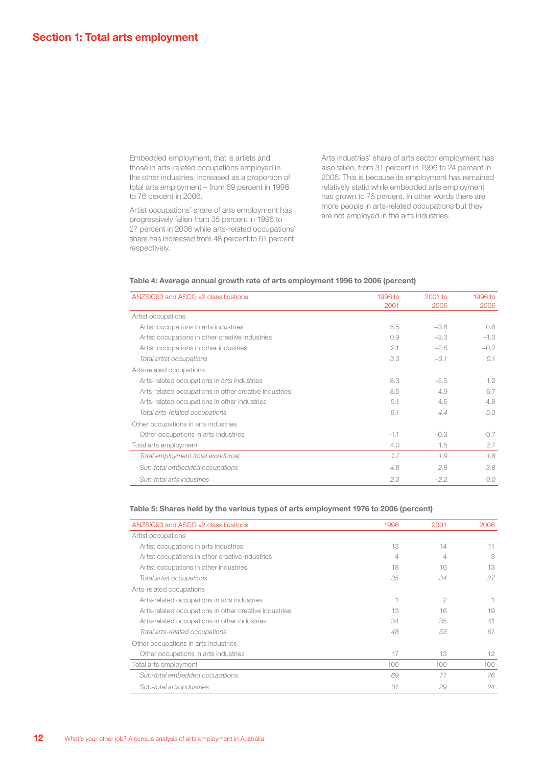## Section 1: Total arts employment

Embedded employment, that is artists and those in arts-related occupations employed in the other industries, increased as a proportion of total arts employment – from 69 percent in 1996 to 76 percent in 2006.

Artist occupations' share of arts employment has progressively fallen from 35 percent in 1996 to 27 percent in 2006 while arts-related occupations' share has increased from 48 percent to 61 percent respectively.

Arts industries' share of arts sector employment has also fallen, from 31 percent in 1996 to 24 percent in 2006. This is because its employment has remained relatively static while embedded arts employment has grown to 76 percent. In other words there are more people in arts-related occupations but they are not employed in the arts industries.

**Table 4: Average annual growth rate of arts employment 1996 to 2006 (percent)**

| ANZSIC93 and ASCO v2 classifications | 1996 to 2001 | 2001 to 2006 | 1996 to 2006 |
|---|---|---|---|
| Artist occupations | | | |
| Artist occupations in arts industries | 5.5 | −3.6 | 0.8 |
| Artist occupations in other creative industries | 0.9 | −3.3 | −1.3 |
| Artist occupations in other industries | 2.1 | −2.5 | −0.2 |
| *Total artist occupations* | *3.3* | *−3.1* | *0.1* |
| Arts-related occupations | | | |
| Arts-related occupations in arts industries | 8.3 | −5.5 | 1.2 |
| Arts-related occupations in other creative industries | 8.5 | 4.9 | 6.7 |
| Arts-related occupations in other industries | 5.1 | 4.5 | 4.8 |
| *Total arts-related occupations* | *6.1* | *4.4* | *5.3* |
| Other occupations in arts industries | | | |
| Other occupations in arts industries | −1.1 | −0.3 | −0.7 |
| Total arts employment | 4.0 | 1.5 | 2.7 |
| *Total employment (total workforce)* | *1.7* | *1.9* | *1.8* |
| *Sub-total embedded occupations* | *4.8* | *2.8* | *3.8* |
| *Sub-total arts industries* | *2.3* | *−2.2* | *0.0* |

**Table 5: Shares held by the various types of arts employment 1976 to 2006 (percent)**

| ANZSIC93 and ASCO v2 classifications | 1996 | 2001 | 2006 |
|---|---|---|---|
| Artist occupations | | | |
| Artist occupations in arts industries | 13 | 14 | 11 |
| Artist occupations in other creative industries | 4 | 4 | 3 |
| Artist occupations in other industries | 18 | 16 | 13 |
| *Total artist occupations* | *35* | *34* | *27* |
| Arts-related occupations | | | |
| Arts-related occupations in arts industries | 1 | 2 | 1 |
| Arts-related occupations in other creative industries | 13 | 16 | 19 |
| Arts-related occupations in other industries | 34 | 35 | 41 |
| *Total arts-related occupations* | *48* | *53* | *61* |
| Other occupations in arts industries | | | |
| Other occupations in arts industries | 17 | 13 | 12 |
| Total arts employment | 100 | 100 | 100 |
| *Sub-total embedded occupations* | *69* | *71* | *76* |
| *Sub-total arts industries* | *31* | *29* | *24* |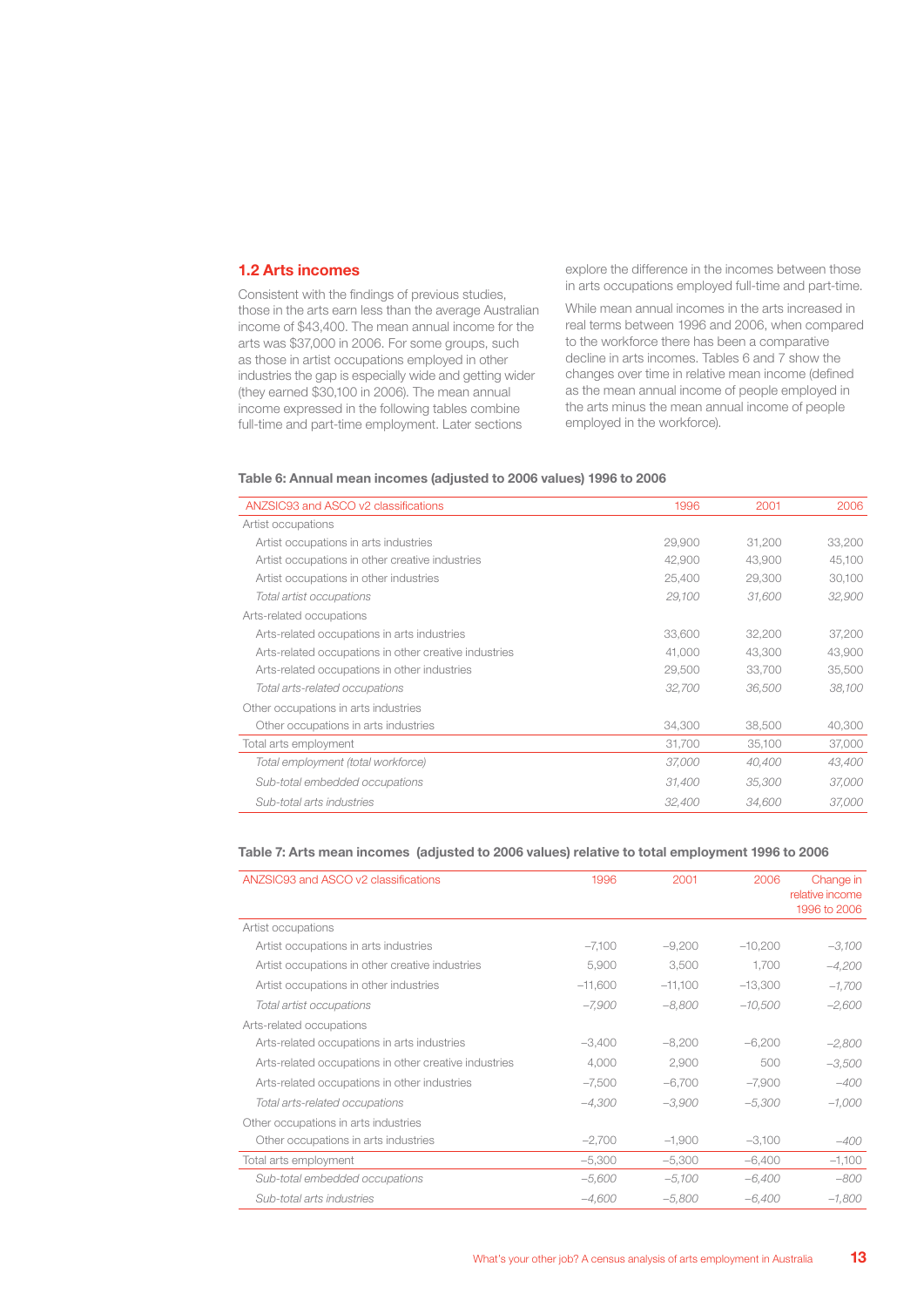## 1.2 Arts incomes

Consistent with the findings of previous studies, those in the arts earn less than the average Australian income of $43,400. The mean annual income for the arts was $37,000 in 2006. For some groups, such as those in artist occupations employed in other industries the gap is especially wide and getting wider (they earned $30,100 in 2006). The mean annual income expressed in the following tables combine full-time and part-time employment. Later sections explore the difference in the incomes between those in arts occupations employed full-time and part-time.

While mean annual incomes in the arts increased in real terms between 1996 and 2006, when compared to the workforce there has been a comparative decline in arts incomes. Tables 6 and 7 show the changes over time in relative mean income (defined as the mean annual income of people employed in the arts minus the mean annual income of people employed in the workforce).

**Table 6: Annual mean incomes (adjusted to 2006 values) 1996 to 2006**

| ANZSIC93 and ASCO v2 classifications | 1996 | 2001 | 2006 |
|---|---|---|---|
| Artist occupations | | | |
| Artist occupations in arts industries | 29,900 | 31,200 | 33,200 |
| Artist occupations in other creative industries | 42,900 | 43,900 | 45,100 |
| Artist occupations in other industries | 25,400 | 29,300 | 30,100 |
| *Total artist occupations* | *29,100* | *31,600* | *32,900* |
| Arts-related occupations | | | |
| Arts-related occupations in arts industries | 33,600 | 32,200 | 37,200 |
| Arts-related occupations in other creative industries | 41,000 | 43,300 | 43,900 |
| Arts-related occupations in other industries | 29,500 | 33,700 | 35,500 |
| *Total arts-related occupations* | *32,700* | *36,500* | *38,100* |
| Other occupations in arts industries | | | |
| Other occupations in arts industries | 34,300 | 38,500 | 40,300 |
| Total arts employment | 31,700 | 35,100 | 37,000 |
| *Total employment (total workforce)* | *37,000* | *40,400* | *43,400* |
| *Sub-total embedded occupations* | *31,400* | *35,300* | *37,000* |
| *Sub-total arts industries* | *32,400* | *34,600* | *37,000* |

**Table 7: Arts mean incomes (adjusted to 2006 values) relative to total employment 1996 to 2006**

| ANZSIC93 and ASCO v2 classifications | 1996 | 2001 | 2006 | Change in relative income 1996 to 2006 |
|---|---|---|---|---|
| Artist occupations | | | | |
| Artist occupations in arts industries | −7,100 | −9,200 | −10,200 | *−3,100* |
| Artist occupations in other creative industries | 5,900 | 3,500 | 1,700 | *−4,200* |
| Artist occupations in other industries | −11,600 | −11,100 | −13,300 | *−1,700* |
| *Total artist occupations* | *−7,900* | *−8,800* | *−10,500* | *−2,600* |
| Arts-related occupations | | | | |
| Arts-related occupations in arts industries | −3,400 | −8,200 | −6,200 | *−2,800* |
| Arts-related occupations in other creative industries | 4,000 | 2,900 | 500 | *−3,500* |
| Arts-related occupations in other industries | −7,500 | −6,700 | −7,900 | *−400* |
| *Total arts-related occupations* | *−4,300* | *−3,900* | *−5,300* | *−1,000* |
| Other occupations in arts industries | | | | |
| Other occupations in arts industries | −2,700 | −1,900 | −3,100 | *−400* |
| Total arts employment | −5,300 | −5,300 | −6,400 | −1,100 |
| *Sub-total embedded occupations* | *−5,600* | *−5,100* | *−6,400* | *−800* |
| *Sub-total arts industries* | *−4,600* | *−5,800* | *−6,400* | *−1,800* |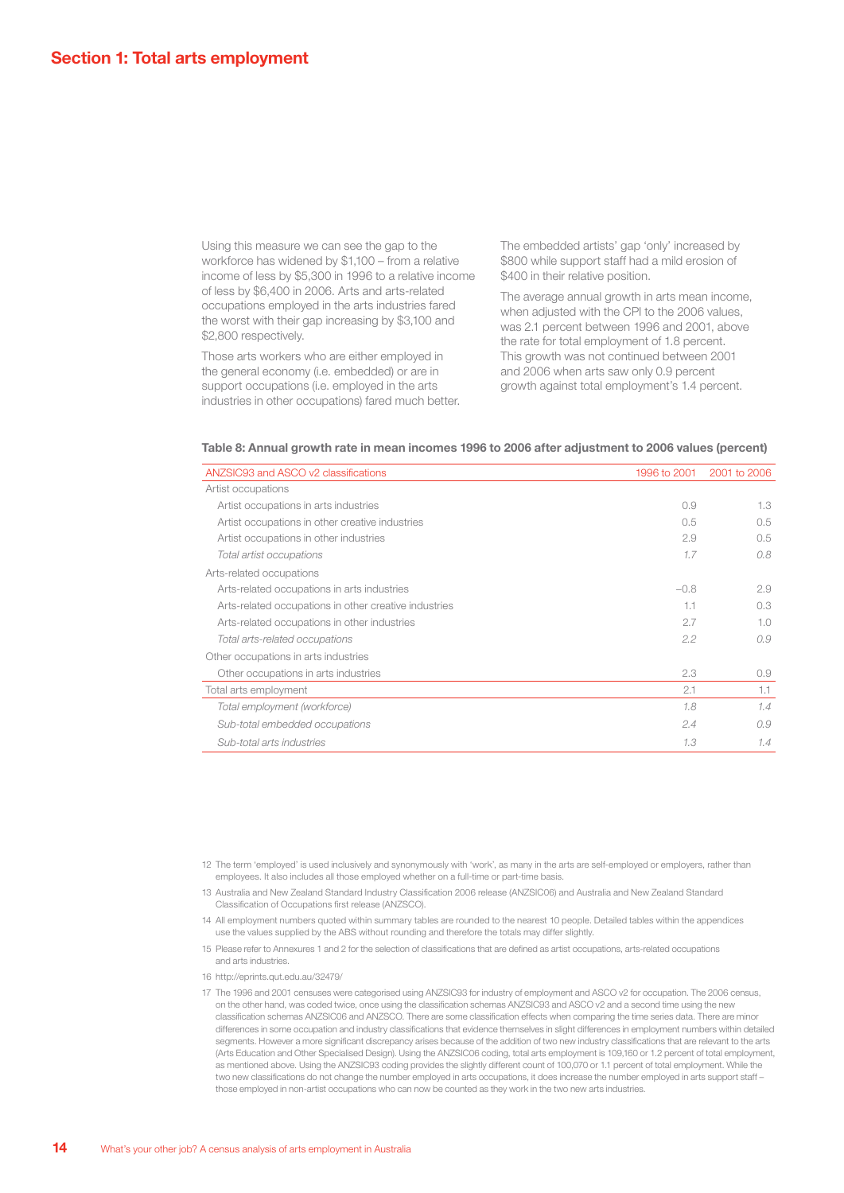## Section 1: Total arts employment

Using this measure we can see the gap to the workforce has widened by $1,100 – from a relative income of less by $5,300 in 1996 to a relative income of less by $6,400 in 2006. Arts and arts-related occupations employed in the arts industries fared the worst with their gap increasing by $3,100 and $2,800 respectively.

Those arts workers who are either employed in the general economy (i.e. embedded) or are in support occupations (i.e. employed in the arts industries in other occupations) fared much better.

The embedded artists' gap 'only' increased by $800 while support staff had a mild erosion of $400 in their relative position.

The average annual growth in arts mean income, when adjusted with the CPI to the 2006 values, was 2.1 percent between 1996 and 2001, above the rate for total employment of 1.8 percent. This growth was not continued between 2001 and 2006 when arts saw only 0.9 percent growth against total employment's 1.4 percent.

**Table 8: Annual growth rate in mean incomes 1996 to 2006 after adjustment to 2006 values (percent)**

| ANZSIC93 and ASCO v2 classifications | 1996 to 2001 | 2001 to 2006 |
|---|---|---|
| Artist occupations | | |
| Artist occupations in arts industries | 0.9 | 1.3 |
| Artist occupations in other creative industries | 0.5 | 0.5 |
| Artist occupations in other industries | 2.9 | 0.5 |
| *Total artist occupations* | *1.7* | *0.8* |
| Arts-related occupations | | |
| Arts-related occupations in arts industries | −0.8 | 2.9 |
| Arts-related occupations in other creative industries | 1.1 | 0.3 |
| Arts-related occupations in other industries | 2.7 | 1.0 |
| *Total arts-related occupations* | *2.2* | *0.9* |
| Other occupations in arts industries | | |
| Other occupations in arts industries | 2.3 | 0.9 |
| Total arts employment | 2.1 | 1.1 |
| *Total employment (workforce)* | *1.8* | *1.4* |
| *Sub-total embedded occupations* | *2.4* | *0.9* |
| *Sub-total arts industries* | *1.3* | *1.4* |

12 The term 'employed' is used inclusively and synonymously with 'work', as many in the arts are self-employed or employers, rather than employees. It also includes all those employed whether on a full-time or part-time basis.

13 Australia and New Zealand Standard Industry Classification 2006 release (ANZSIC06) and Australia and New Zealand Standard Classification of Occupations first release (ANZSCO).

14 All employment numbers quoted within summary tables are rounded to the nearest 10 people. Detailed tables within the appendices use the values supplied by the ABS without rounding and therefore the totals may differ slightly.

15 Please refer to Annexures 1 and 2 for the selection of classifications that are defined as artist occupations, arts-related occupations and arts industries.

16 http://eprints.qut.edu.au/32479/

17 The 1996 and 2001 censuses were categorised using ANZSIC93 for industry of employment and ASCO v2 for occupation. The 2006 census, on the other hand, was coded twice, once using the classification schemas ANZSIC93 and ASCO v2 and a second time using the new classification schemas ANZSIC06 and ANZSCO. There are some classification effects when comparing the time series data. There are minor differences in some occupation and industry classifications that evidence themselves in slight differences in employment numbers within detailed segments. However a more significant discrepancy arises because of the addition of two new industry classifications that are relevant to the arts (Arts Education and Other Specialised Design). Using the ANZSIC06 coding, total arts employment is 109,160 or 1.2 percent of total employment, as mentioned above. Using the ANZSIC93 coding provides the slightly different count of 100,070 or 1.1 percent of total employment. While the two new classifications do not change the number employed in arts occupations, it does increase the number employed in arts support staff – those employed in non-artist occupations who can now be counted as they work in the two new arts industries.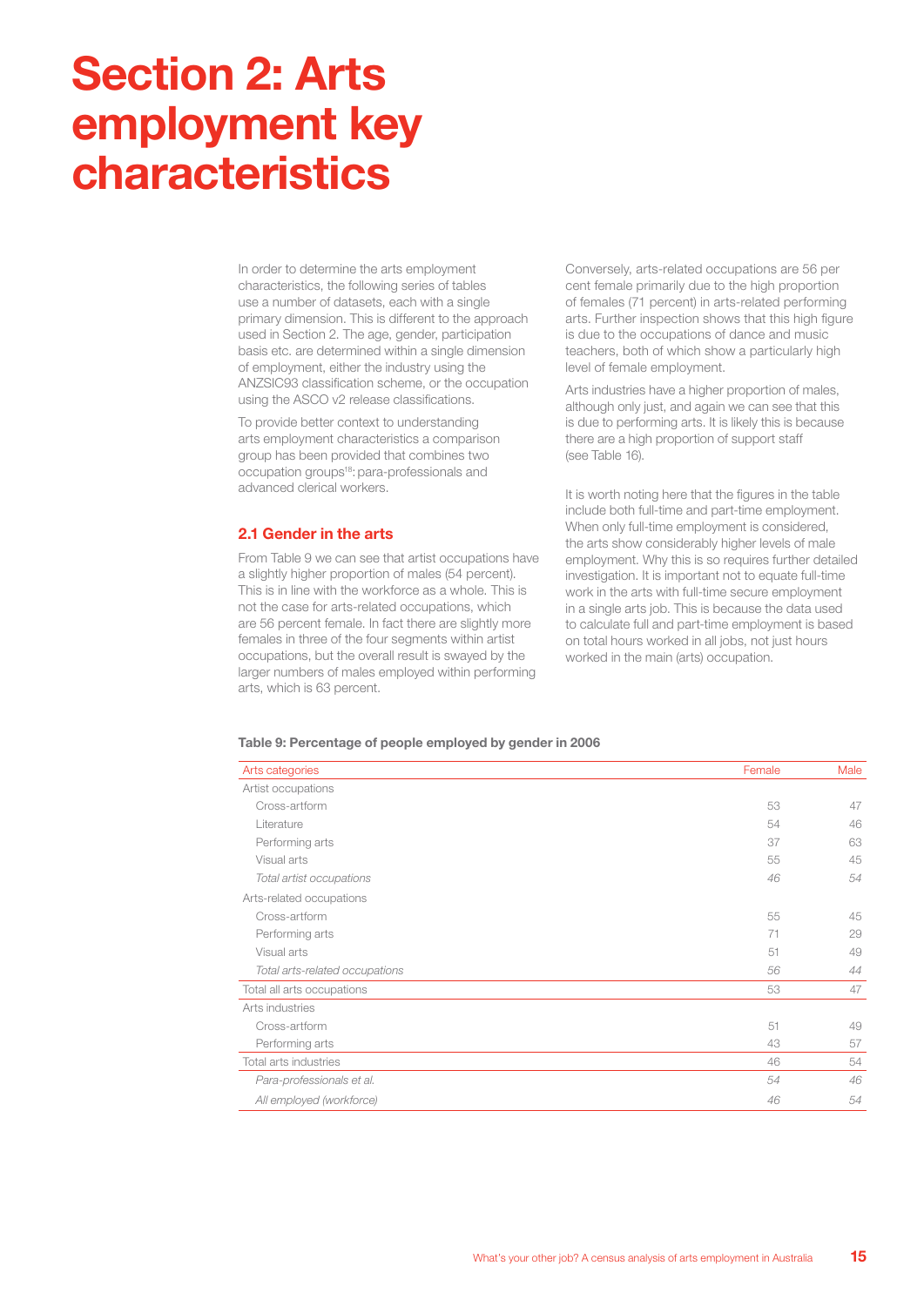# Section 2: Arts employment key characteristics

In order to determine the arts employment characteristics, the following series of tables use a number of datasets, each with a single primary dimension. This is different to the approach used in Section 2. The age, gender, participation basis etc. are determined within a single dimension of employment, either the industry using the ANZSIC93 classification scheme, or the occupation using the ASCO v2 release classifications.

To provide better context to understanding arts employment characteristics a comparison group has been provided that combines two occupation groups[18]: para-professionals and advanced clerical workers.

## 2.1 Gender in the arts

From Table 9 we can see that artist occupations have a slightly higher proportion of males (54 percent). This is in line with the workforce as a whole. This is not the case for arts-related occupations, which are 56 percent female. In fact there are slightly more females in three of the four segments within artist occupations, but the overall result is swayed by the larger numbers of males employed within performing arts, which is 63 percent.

Conversely, arts-related occupations are 56 per cent female primarily due to the high proportion of females (71 percent) in arts-related performing arts. Further inspection shows that this high figure is due to the occupations of dance and music teachers, both of which show a particularly high level of female employment.

Arts industries have a higher proportion of males, although only just, and again we can see that this is due to performing arts. It is likely this is because there are a high proportion of support staff (see Table 16).

It is worth noting here that the figures in the table include both full-time and part-time employment. When only full-time employment is considered, the arts show considerably higher levels of male employment. Why this is so requires further detailed investigation. It is important not to equate full-time work in the arts with full-time secure employment in a single arts job. This is because the data used to calculate full and part-time employment is based on total hours worked in all jobs, not just hours worked in the main (arts) occupation.

**Table 9: Percentage of people employed by gender in 2006**

| Arts categories | Female | Male |
|---|---|---|
| Artist occupations | | |
| Cross-artform | 53 | 47 |
| Literature | 54 | 46 |
| Performing arts | 37 | 63 |
| Visual arts | 55 | 45 |
| *Total artist occupations* | *46* | *54* |
| Arts-related occupations | | |
| Cross-artform | 55 | 45 |
| Performing arts | 71 | 29 |
| Visual arts | 51 | 49 |
| *Total arts-related occupations* | *56* | *44* |
| Total all arts occupations | 53 | 47 |
| Arts industries | | |
| Cross-artform | 51 | 49 |
| Performing arts | 43 | 57 |
| Total arts industries | 46 | 54 |
| *Para-professionals et al.* | *54* | *46* |
| *All employed (workforce)* | *46* | *54* |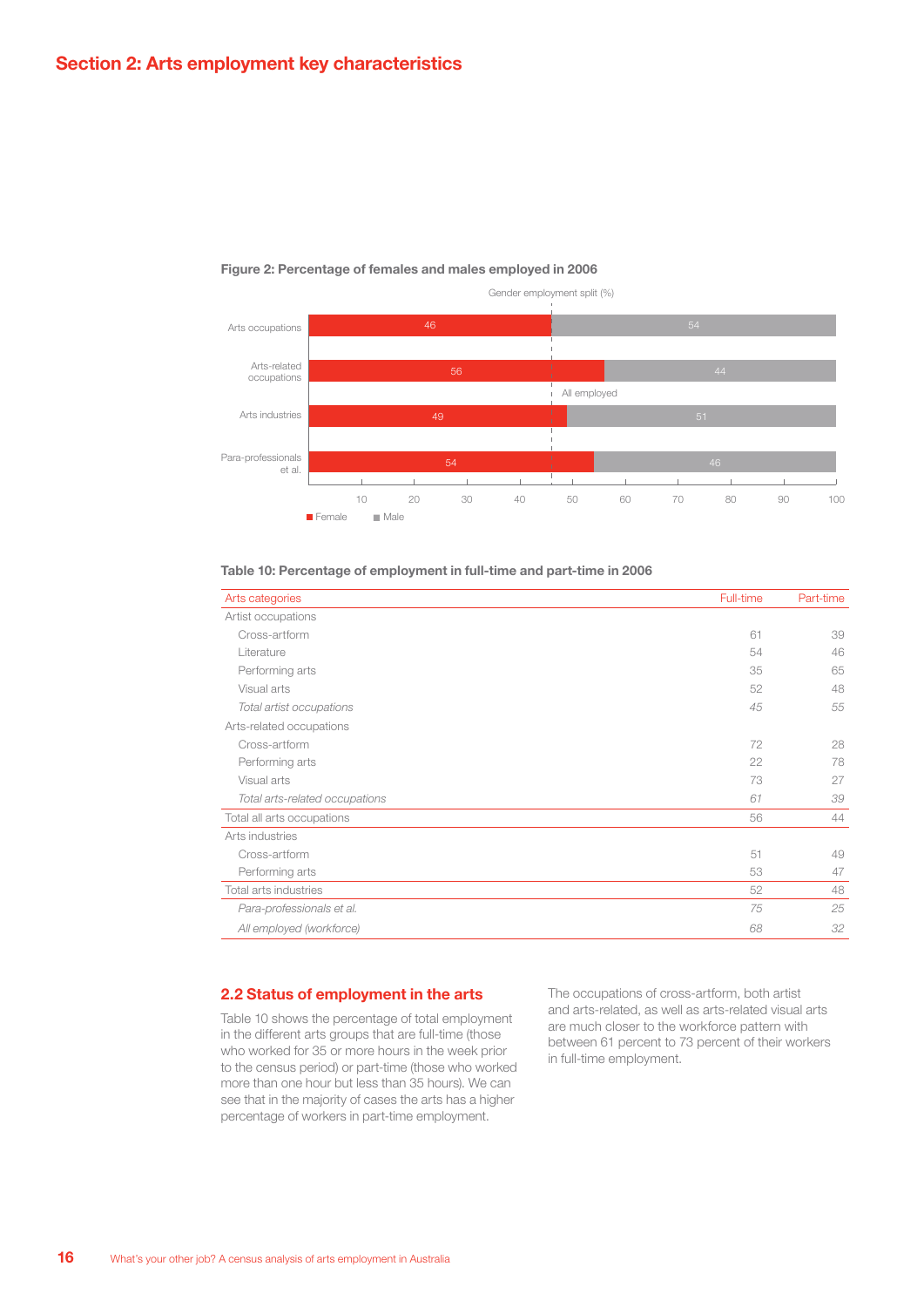## Section 2: Arts employment key characteristics

**Figure 2: Percentage of females and males employed in 2006**

Gender employment split (%)

| Category | Female | Male |
|---|---|---|
| Arts occupations | 46 | 54 |
| Arts-related occupations | 56 | 44 |
| Arts industries | 49 | 51 |
| Para-professionals et al. | 54 | 46 |

All employed

**Table 10: Percentage of employment in full-time and part-time in 2006**

| Arts categories | Full-time | Part-time |
|---|---|---|
| Artist occupations | | |
| Cross-artform | 61 | 39 |
| Literature | 54 | 46 |
| Performing arts | 35 | 65 |
| Visual arts | 52 | 48 |
| *Total artist occupations* | *45* | *55* |
| Arts-related occupations | | |
| Cross-artform | 72 | 28 |
| Performing arts | 22 | 78 |
| Visual arts | 73 | 27 |
| *Total arts-related occupations* | *61* | *39* |
| Total all arts occupations | 56 | 44 |
| Arts industries | | |
| Cross-artform | 51 | 49 |
| Performing arts | 53 | 47 |
| Total arts industries | 52 | 48 |
| *Para-professionals et al.* | *75* | *25* |
| *All employed (workforce)* | *68* | *32* |

### 2.2 Status of employment in the arts

Table 10 shows the percentage of total employment in the different arts groups that are full-time (those who worked for 35 or more hours in the week prior to the census period) or part-time (those who worked more than one hour but less than 35 hours). We can see that in the majority of cases the arts has a higher percentage of workers in part-time employment.

The occupations of cross-artform, both artist and arts-related, as well as arts-related visual arts are much closer to the workforce pattern with between 61 percent to 73 percent of their workers in full-time employment.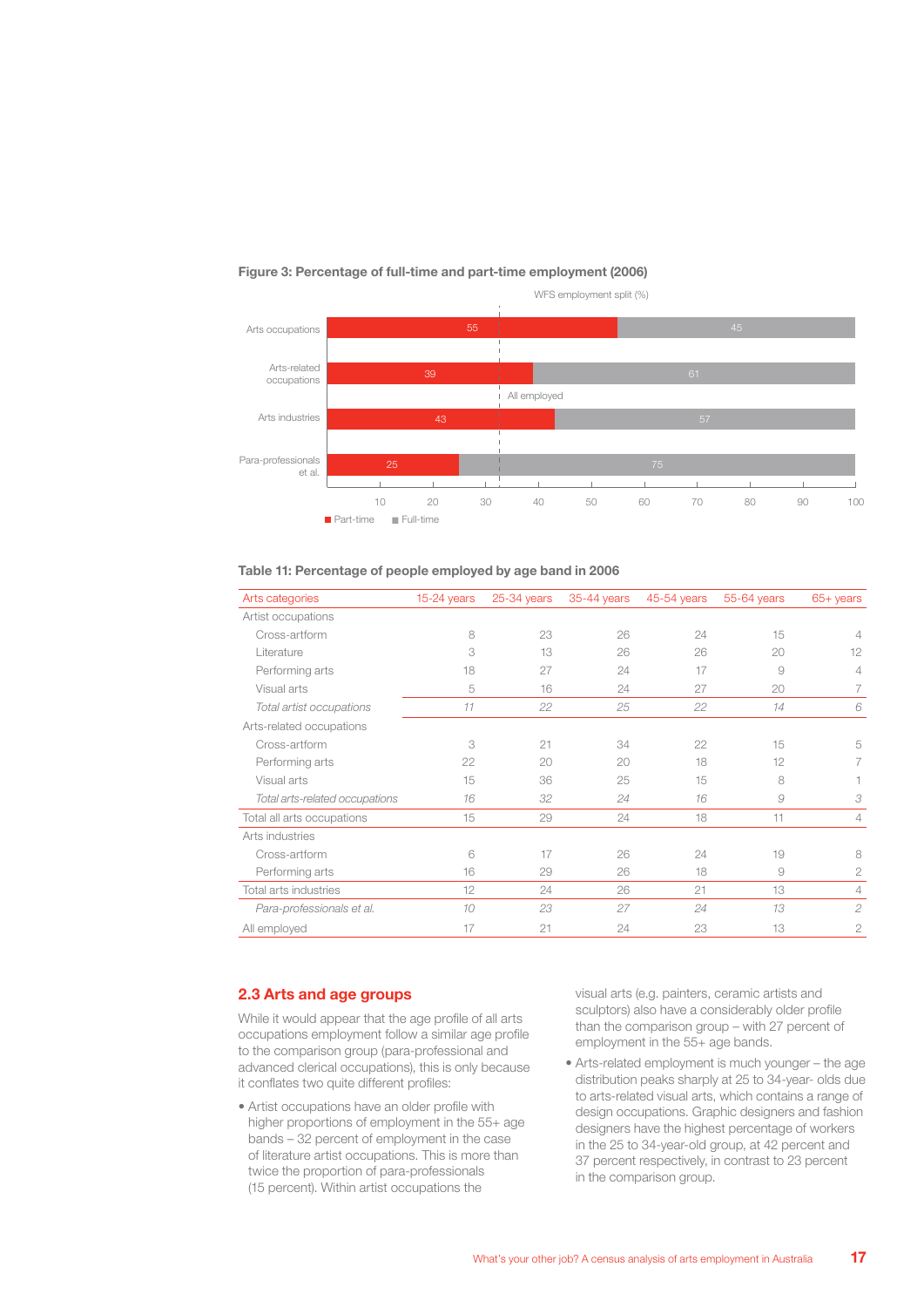**Figure 3: Percentage of full-time and part-time employment (2006)**

WFS employment split (%)

| | Part-time | Full-time |
|---|---|---|
| Arts occupations | 55 | 45 |
| Arts-related occupations | 39 | 61 |
| Arts industries | 43 | 57 |
| Para-professionals et al. | 25 | 75 |

All employed

■ Part-time ■ Full-time

**Table 11: Percentage of people employed by age band in 2006**

| Arts categories | 15-24 years | 25-34 years | 35-44 years | 45-54 years | 55-64 years | 65+ years |
|---|---|---|---|---|---|---|
| Artist occupations | | | | | | |
| Cross-artform | 8 | 23 | 26 | 24 | 15 | 4 |
| Literature | 3 | 13 | 26 | 26 | 20 | 12 |
| Performing arts | 18 | 27 | 24 | 17 | 9 | 4 |
| Visual arts | 5 | 16 | 24 | 27 | 20 | 7 |
| *Total artist occupations* | *11* | *22* | *25* | *22* | *14* | *6* |
| Arts-related occupations | | | | | | |
| Cross-artform | 3 | 21 | 34 | 22 | 15 | 5 |
| Performing arts | 22 | 20 | 20 | 18 | 12 | 7 |
| Visual arts | 15 | 36 | 25 | 15 | 8 | 1 |
| *Total arts-related occupations* | *16* | *32* | *24* | *16* | *9* | *3* |
| Total all arts occupations | 15 | 29 | 24 | 18 | 11 | 4 |
| Arts industries | | | | | | |
| Cross-artform | 6 | 17 | 26 | 24 | 19 | 8 |
| Performing arts | 16 | 29 | 26 | 18 | 9 | 2 |
| Total arts industries | 12 | 24 | 26 | 21 | 13 | 4 |
| *Para-professionals et al.* | *10* | *23* | *27* | *24* | *13* | *2* |
| All employed | 17 | 21 | 24 | 23 | 13 | 2 |

## 2.3 Arts and age groups

While it would appear that the age profile of all arts occupations employment follow a similar age profile to the comparison group (para-professional and advanced clerical occupations), this is only because it conflates two quite different profiles:

- Artist occupations have an older profile with higher proportions of employment in the 55+ age bands – 32 percent of employment in the case of literature artist occupations. This is more than twice the proportion of para-professionals (15 percent). Within artist occupations the visual arts (e.g. painters, ceramic artists and sculptors) also have a considerably older profile than the comparison group – with 27 percent of employment in the 55+ age bands.
- Arts-related employment is much younger – the age distribution peaks sharply at 25 to 34-year- olds due to arts-related visual arts, which contains a range of design occupations. Graphic designers and fashion designers have the highest percentage of workers in the 25 to 34-year-old group, at 42 percent and 37 percent respectively, in contrast to 23 percent in the comparison group.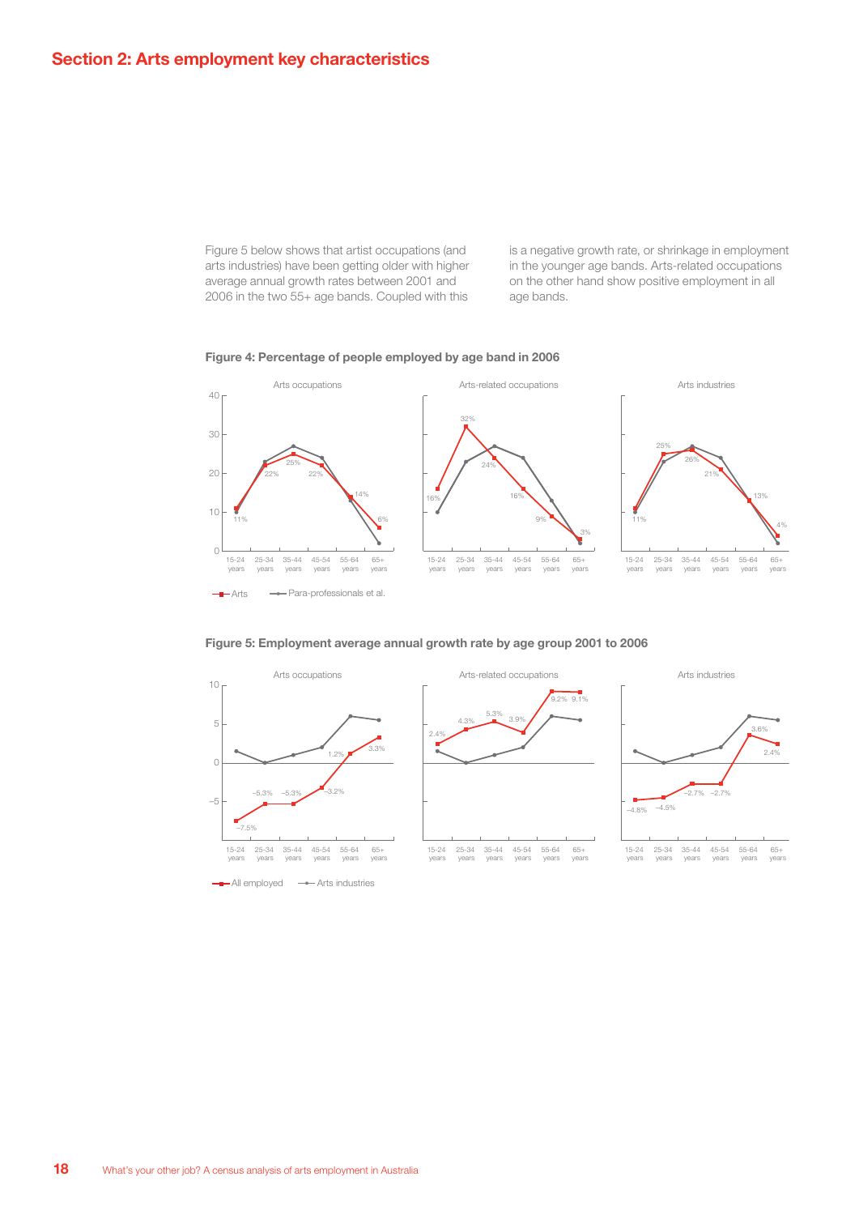## Section 2: Arts employment key characteristics

Figure 5 below shows that artist occupations (and arts industries) have been getting older with higher average annual growth rates between 2001 and 2006 in the two 55+ age bands. Coupled with this is a negative growth rate, or shrinkage in employment in the younger age bands. Arts-related occupations on the other hand show positive employment in all age bands.

**Figure 4: Percentage of people employed by age band in 2006**

**Figure 5: Employment average annual growth rate by age group 2001 to 2006**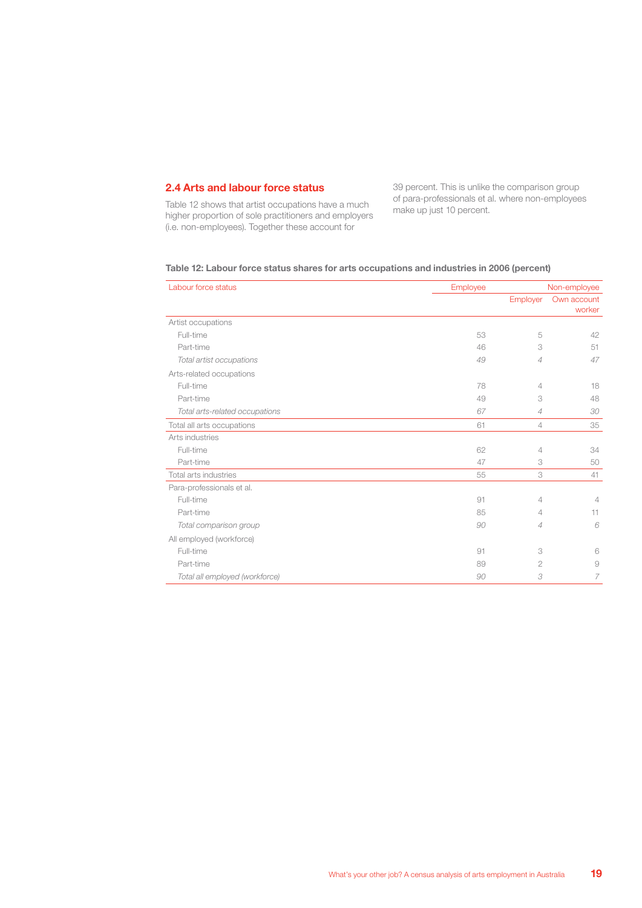## 2.4 Arts and labour force status

Table 12 shows that artist occupations have a much higher proportion of sole practitioners and employers (i.e. non-employees). Together these account for 39 percent. This is unlike the comparison group of para-professionals et al. where non-employees make up just 10 percent.

**Table 12: Labour force status shares for arts occupations and industries in 2006 (percent)**

| Labour force status | Employee | Non-employee | |
|---|---|---|---|
| | | Employer | Own account worker |
| Artist occupations | | | |
| Full-time | 53 | 5 | 42 |
| Part-time | 46 | 3 | 51 |
| *Total artist occupations* | *49* | *4* | *47* |
| Arts-related occupations | | | |
| Full-time | 78 | 4 | 18 |
| Part-time | 49 | 3 | 48 |
| *Total arts-related occupations* | *67* | *4* | *30* |
| Total all arts occupations | 61 | 4 | 35 |
| Arts industries | | | |
| Full-time | 62 | 4 | 34 |
| Part-time | 47 | 3 | 50 |
| Total arts industries | 55 | 3 | 41 |
| Para-professionals et al. | | | |
| Full-time | 91 | 4 | 4 |
| Part-time | 85 | 4 | 11 |
| *Total comparison group* | *90* | *4* | *6* |
| All employed (workforce) | | | |
| Full-time | 91 | 3 | 6 |
| Part-time | 89 | 2 | 9 |
| *Total all employed (workforce)* | *90* | *3* | *7* |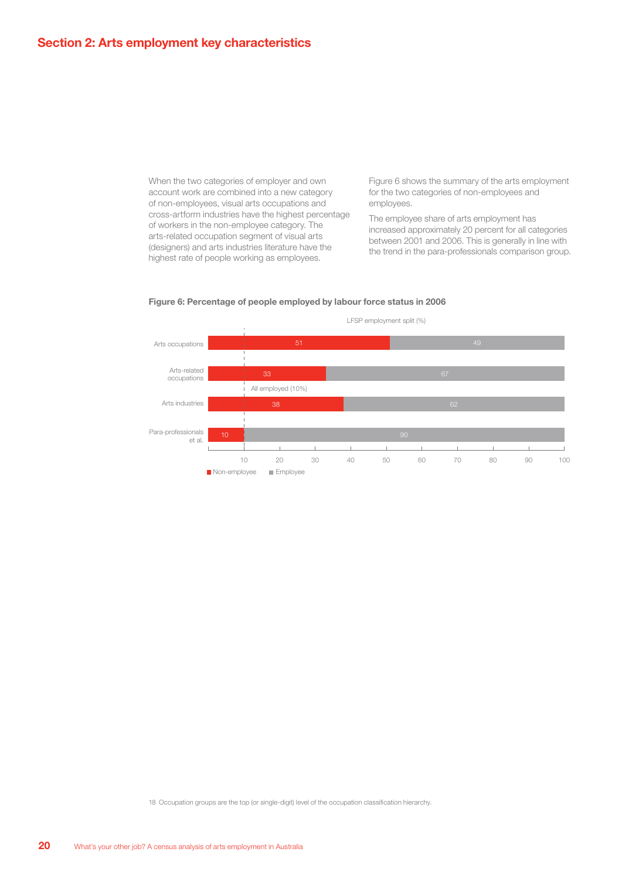## Section 2: Arts employment key characteristics

When the two categories of employer and own account work are combined into a new category of non-employees, visual arts occupations and cross-artform industries have the highest percentage of workers in the non-employee category. The arts-related occupation segment of visual arts (designers) and arts industries literature have the highest rate of people working as employees.

Figure 6 shows the summary of the arts employment for the two categories of non-employees and employees.

The employee share of arts employment has increased approximately 20 percent for all categories between 2001 and 2006. This is generally in line with the trend in the para-professionals comparison group.

**Figure 6: Percentage of people employed by labour force status in 2006**

LFSP employment split (%)

| | Non-employee | Employee |
|---|---|---|
| Arts occupations | 51 | 49 |
| Arts-related occupations | 33 | 67 |
| Arts industries | 38 | 62 |
| Para-professionals et al. | 10 | 90 |

All employed (10%)

18 Occupation groups are the top (or single-digit) level of the occupation classification hierarchy.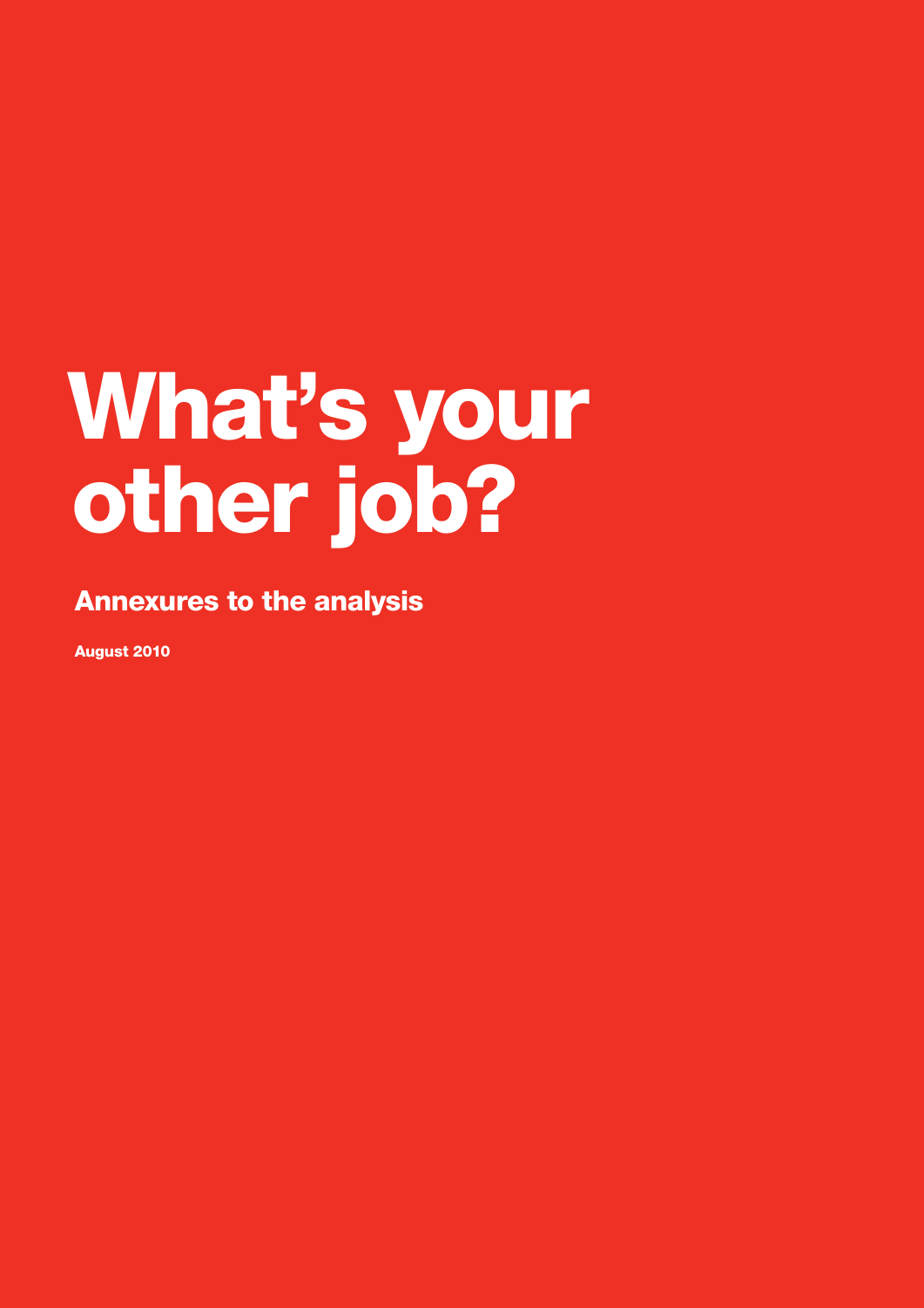# What's your other job?

## Annexures to the analysis

**August 2010**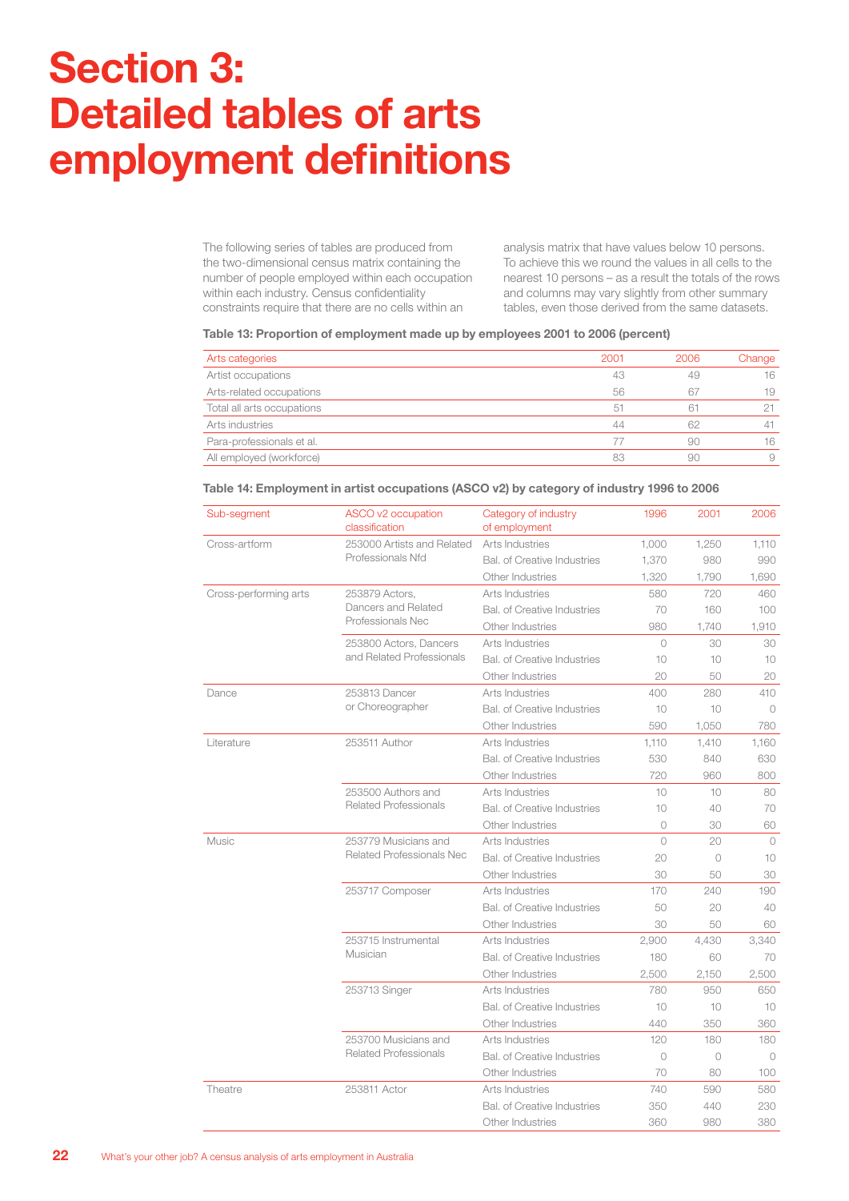# Section 3: Detailed tables of arts employment definitions

The following series of tables are produced from the two-dimensional census matrix containing the number of people employed within each occupation within each industry. Census confidentiality constraints require that there are no cells within an analysis matrix that have values below 10 persons. To achieve this we round the values in all cells to the nearest 10 persons – as a result the totals of the rows and columns may vary slightly from other summary tables, even those derived from the same datasets.

**Table 13: Proportion of employment made up by employees 2001 to 2006 (percent)**

| Arts categories | 2001 | 2006 | Change |
|---|---|---|---|
| Artist occupations | 43 | 49 | 16 |
| Arts-related occupations | 56 | 67 | 19 |
| Total all arts occupations | 51 | 61 | 21 |
| Arts industries | 44 | 62 | 41 |
| Para-professionals et al. | 77 | 90 | 16 |
| All employed (workforce) | 83 | 90 | 9 |

**Table 14: Employment in artist occupations (ASCO v2) by category of industry 1996 to 2006**

| Sub-segment | ASCO v2 occupation classification | Category of industry of employment | 1996 | 2001 | 2006 |
|---|---|---|---|---|---|
| Cross-artform | 253000 Artists and Related Professionals Nfd | Arts Industries | 1,000 | 1,250 | 1,110 |
| | | Bal. of Creative Industries | 1,370 | 980 | 990 |
| | | Other Industries | 1,320 | 1,790 | 1,690 |
| Cross-performing arts | 253879 Actors, Dancers and Related Professionals Nec | Arts Industries | 580 | 720 | 460 |
| | | Bal. of Creative Industries | 70 | 160 | 100 |
| | | Other Industries | 980 | 1,740 | 1,910 |
| | 253800 Actors, Dancers and Related Professionals | Arts Industries | 0 | 30 | 30 |
| | | Bal. of Creative Industries | 10 | 10 | 10 |
| | | Other Industries | 20 | 50 | 20 |
| Dance | 253813 Dancer or Choreographer | Arts Industries | 400 | 280 | 410 |
| | | Bal. of Creative Industries | 10 | 10 | 0 |
| | | Other Industries | 590 | 1,050 | 780 |
| Literature | 253511 Author | Arts Industries | 1,110 | 1,410 | 1,160 |
| | | Bal. of Creative Industries | 530 | 840 | 630 |
| | | Other Industries | 720 | 960 | 800 |
| | 253500 Authors and Related Professionals | Arts Industries | 10 | 10 | 80 |
| | | Bal. of Creative Industries | 10 | 40 | 70 |
| | | Other Industries | 0 | 30 | 60 |
| Music | 253779 Musicians and Related Professionals Nec | Arts Industries | 0 | 20 | 0 |
| | | Bal. of Creative Industries | 20 | 0 | 10 |
| | | Other Industries | 30 | 50 | 30 |
| | 253717 Composer | Arts Industries | 170 | 240 | 190 |
| | | Bal. of Creative Industries | 50 | 20 | 40 |
| | | Other Industries | 30 | 50 | 60 |
| | 253715 Instrumental Musician | Arts Industries | 2,900 | 4,430 | 3,340 |
| | | Bal. of Creative Industries | 180 | 60 | 70 |
| | | Other Industries | 2,500 | 2,150 | 2,500 |
| | 253713 Singer | Arts Industries | 780 | 950 | 650 |
| | | Bal. of Creative Industries | 10 | 10 | 10 |
| | | Other Industries | 440 | 350 | 360 |
| | 253700 Musicians and Related Professionals | Arts Industries | 120 | 180 | 180 |
| | | Bal. of Creative Industries | 0 | 0 | 0 |
| | | Other Industries | 70 | 80 | 100 |
| Theatre | 253811 Actor | Arts Industries | 740 | 590 | 580 |
| | | Bal. of Creative Industries | 350 | 440 | 230 |
| | | Other Industries | 360 | 980 | 380 |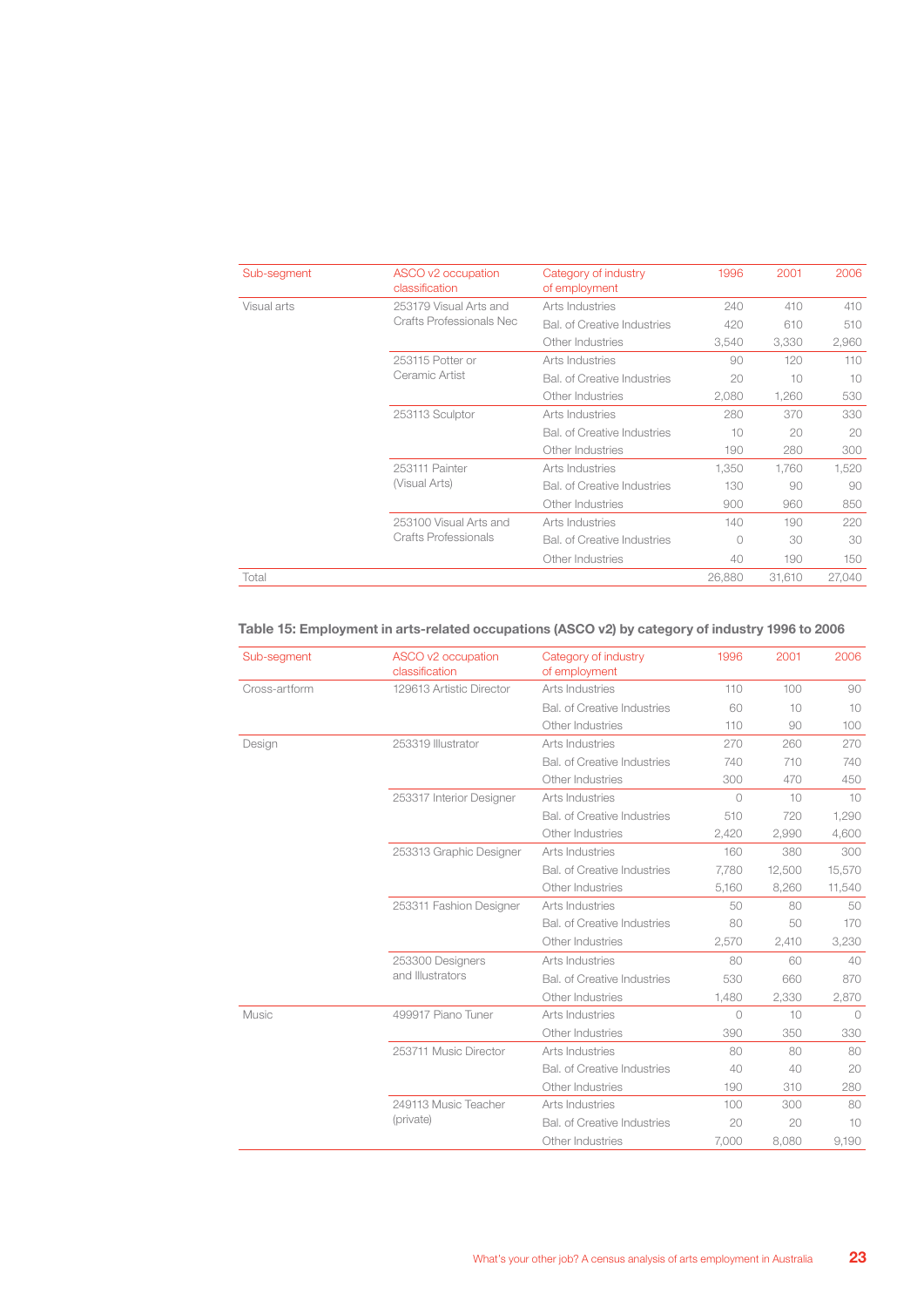| Sub-segment | ASCO v2 occupation classification | Category of industry of employment | 1996 | 2001 | 2006 |
|---|---|---|---|---|---|
| Visual arts | 253179 Visual Arts and Crafts Professionals Nec | Arts Industries | 240 | 410 | 410 |
| | | Bal. of Creative Industries | 420 | 610 | 510 |
| | | Other Industries | 3,540 | 3,330 | 2,960 |
| | 253115 Potter or Ceramic Artist | Arts Industries | 90 | 120 | 110 |
| | | Bal. of Creative Industries | 20 | 10 | 10 |
| | | Other Industries | 2,080 | 1,260 | 530 |
| | 253113 Sculptor | Arts Industries | 280 | 370 | 330 |
| | | Bal. of Creative Industries | 10 | 20 | 20 |
| | | Other Industries | 190 | 280 | 300 |
| | 253111 Painter (Visual Arts) | Arts Industries | 1,350 | 1,760 | 1,520 |
| | | Bal. of Creative Industries | 130 | 90 | 90 |
| | | Other Industries | 900 | 960 | 850 |
| | 253100 Visual Arts and Crafts Professionals | Arts Industries | 140 | 190 | 220 |
| | | Bal. of Creative Industries | 0 | 30 | 30 |
| | | Other Industries | 40 | 190 | 150 |
| Total | | | 26,880 | 31,610 | 27,040 |

### Table 15: Employment in arts-related occupations (ASCO v2) by category of industry 1996 to 2006

| Sub-segment | ASCO v2 occupation classification | Category of industry of employment | 1996 | 2001 | 2006 |
|---|---|---|---|---|---|
| Cross-artform | 129613 Artistic Director | Arts Industries | 110 | 100 | 90 |
| | | Bal. of Creative Industries | 60 | 10 | 10 |
| | | Other Industries | 110 | 90 | 100 |
| Design | 253319 Illustrator | Arts Industries | 270 | 260 | 270 |
| | | Bal. of Creative Industries | 740 | 710 | 740 |
| | | Other Industries | 300 | 470 | 450 |
| | 253317 Interior Designer | Arts Industries | 0 | 10 | 10 |
| | | Bal. of Creative Industries | 510 | 720 | 1,290 |
| | | Other Industries | 2,420 | 2,990 | 4,600 |
| | 253313 Graphic Designer | Arts Industries | 160 | 380 | 300 |
| | | Bal. of Creative Industries | 7,780 | 12,500 | 15,570 |
| | | Other Industries | 5,160 | 8,260 | 11,540 |
| | 253311 Fashion Designer | Arts Industries | 50 | 80 | 50 |
| | | Bal. of Creative Industries | 80 | 50 | 170 |
| | | Other Industries | 2,570 | 2,410 | 3,230 |
| | 253300 Designers and Illustrators | Arts Industries | 80 | 60 | 40 |
| | | Bal. of Creative Industries | 530 | 660 | 870 |
| | | Other Industries | 1,480 | 2,330 | 2,870 |
| Music | 499917 Piano Tuner | Arts Industries | 0 | 10 | 0 |
| | | Other Industries | 390 | 350 | 330 |
| | 253711 Music Director | Arts Industries | 80 | 80 | 80 |
| | | Bal. of Creative Industries | 40 | 40 | 20 |
| | | Other Industries | 190 | 310 | 280 |
| | 249113 Music Teacher (private) | Arts Industries | 100 | 300 | 80 |
| | | Bal. of Creative Industries | 20 | 20 | 10 |
| | | Other Industries | 7,000 | 8,080 | 9,190 |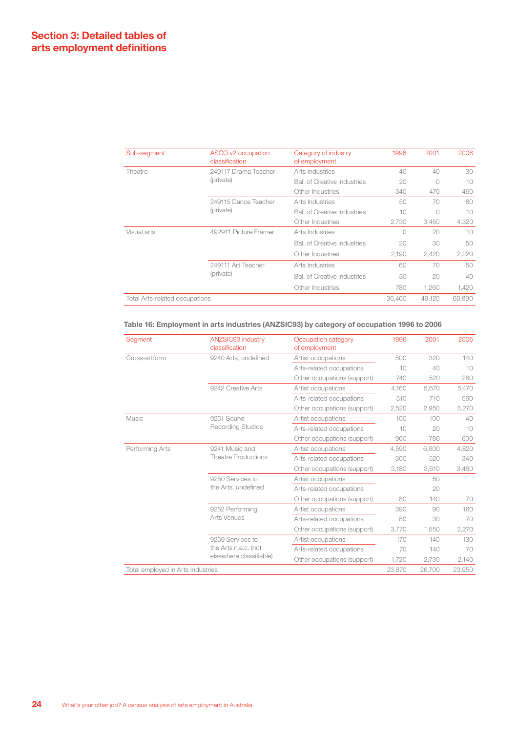# Section 3: Detailed tables of arts employment definitions

| Sub-segment | ASCO v2 occupation classification | Category of industry of employment | 1996 | 2001 | 2006 |
|---|---|---|---|---|---|
| Theatre | 249117 Drama Teacher (private) | Arts Industries | 40 | 40 | 30 |
| | | Bal. of Creative Industries | 20 | 0 | 10 |
| | | Other Industries | 340 | 470 | 460 |
| | 249115 Dance Teacher (private) | Arts Industries | 50 | 70 | 80 |
| | | Bal. of Creative Industries | 10 | 0 | 10 |
| | | Other Industries | 2,730 | 3,450 | 4,320 |
| Visual arts | 492911 Picture Framer | Arts Industries | 0 | 20 | 10 |
| | | Bal. of Creative Industries | 20 | 30 | 50 |
| | | Other Industries | 2,190 | 2,420 | 2,220 |
| | 249111 Art Teacher (private) | Arts Industries | 60 | 70 | 50 |
| | | Bal. of Creative Industries | 30 | 20 | 40 |
| | | Other Industries | 780 | 1,260 | 1,420 |
| Total Arts-related occupations | | | 36,460 | 49,120 | 60,890 |

### Table 16: Employment in arts industries (ANZSIC93) by category of occupation 1996 to 2006

| Segment | ANZSIC93 industry classification | Occupation category of employment | 1996 | 2001 | 2006 |
|---|---|---|---|---|---|
| Cross-artform | 9240 Arts, undefined | Artist occupations | 500 | 320 | 140 |
| | | Arts-related occupations | 10 | 40 | 10 |
| | | Other occupations (support) | 740 | 520 | 280 |
| | 9242 Creative Arts | Artist occupations | 4,160 | 5,670 | 5,470 |
| | | Arts-related occupations | 510 | 710 | 590 |
| | | Other occupations (support) | 2,520 | 2,950 | 3,270 |
| Music | 9251 Sound Recording Studios | Artist occupations | 100 | 100 | 40 |
| | | Arts-related occupations | 10 | 20 | 10 |
| | | Other occupations (support) | 960 | 780 | 600 |
| Performing Arts | 9241 Music and Theatre Productions | Artist occupations | 4,590 | 6,600 | 4,820 |
| | | Arts-related occupations | 300 | 520 | 340 |
| | | Other occupations (support) | 3,180 | 3,610 | 3,460 |
| | 9250 Services to the Arts, undefined | Artist occupations | | 50 | |
| | | Arts-related occupations | | 20 | |
| | | Other occupations (support) | 80 | 140 | 70 |
| | 9252 Performing Arts Venues | Artist occupations | 390 | 90 | 160 |
| | | Arts-related occupations | 80 | 30 | 70 |
| | | Other occupations (support) | 3,770 | 1,550 | 2,270 |
| | 9259 Services to the Arts n.e.c. (not elsewhere classifiable) | Artist occupations | 170 | 140 | 130 |
| | | Arts-related occupations | 70 | 140 | 70 |
| | | Other occupations (support) | 1,720 | 2,730 | 2,140 |
| Total employed in Arts Industries | | | 23,870 | 26,700 | 23,950 |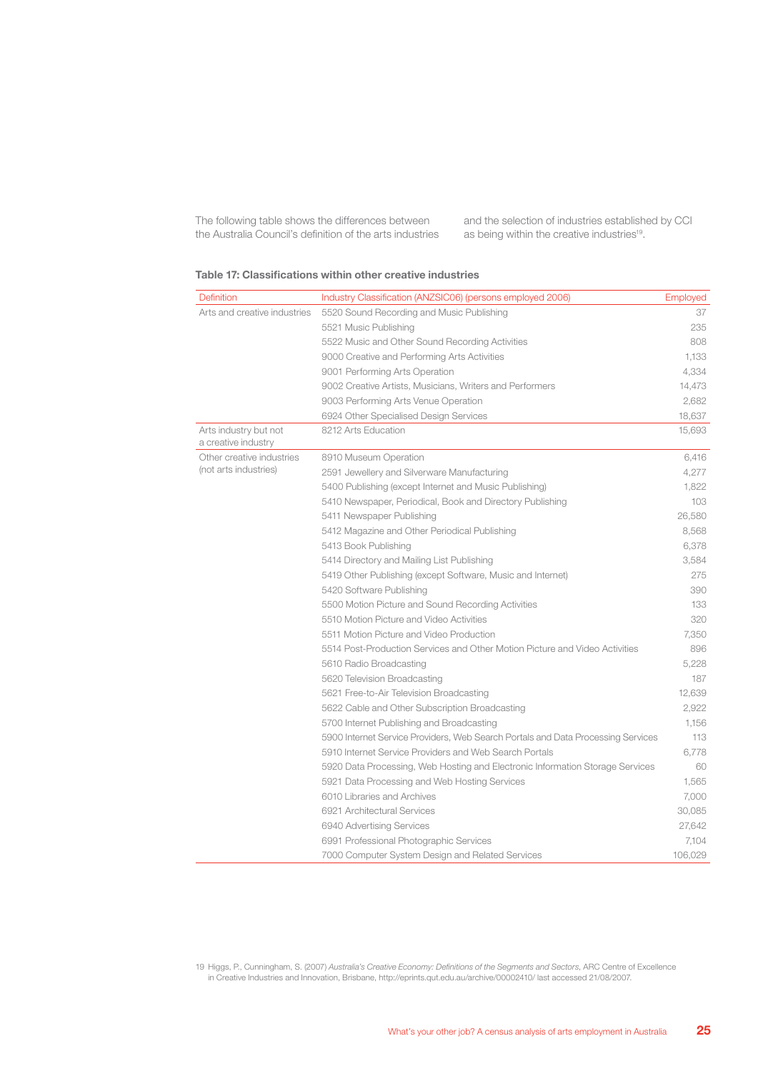The following table shows the differences between the Australia Council's definition of the arts industries and the selection of industries established by CCI as being within the creative industries[19].

**Table 17: Classifications within other creative industries**

| Definition | Industry Classification (ANZSIC06) (persons employed 2006) | Employed |
|---|---|---|
| Arts and creative industries | 5520 Sound Recording and Music Publishing | 37 |
| | 5521 Music Publishing | 235 |
| | 5522 Music and Other Sound Recording Activities | 808 |
| | 9000 Creative and Performing Arts Activities | 1,133 |
| | 9001 Performing Arts Operation | 4,334 |
| | 9002 Creative Artists, Musicians, Writers and Performers | 14,473 |
| | 9003 Performing Arts Venue Operation | 2,682 |
| | 6924 Other Specialised Design Services | 18,637 |
| Arts industry but not a creative industry | 8212 Arts Education | 15,693 |
| Other creative industries (not arts industries) | 8910 Museum Operation | 6,416 |
| | 2591 Jewellery and Silverware Manufacturing | 4,277 |
| | 5400 Publishing (except Internet and Music Publishing) | 1,822 |
| | 5410 Newspaper, Periodical, Book and Directory Publishing | 103 |
| | 5411 Newspaper Publishing | 26,580 |
| | 5412 Magazine and Other Periodical Publishing | 8,568 |
| | 5413 Book Publishing | 6,378 |
| | 5414 Directory and Mailing List Publishing | 3,584 |
| | 5419 Other Publishing (except Software, Music and Internet) | 275 |
| | 5420 Software Publishing | 390 |
| | 5500 Motion Picture and Sound Recording Activities | 133 |
| | 5510 Motion Picture and Video Activities | 320 |
| | 5511 Motion Picture and Video Production | 7,350 |
| | 5514 Post-Production Services and Other Motion Picture and Video Activities | 896 |
| | 5610 Radio Broadcasting | 5,228 |
| | 5620 Television Broadcasting | 187 |
| | 5621 Free-to-Air Television Broadcasting | 12,639 |
| | 5622 Cable and Other Subscription Broadcasting | 2,922 |
| | 5700 Internet Publishing and Broadcasting | 1,156 |
| | 5900 Internet Service Providers, Web Search Portals and Data Processing Services | 113 |
| | 5910 Internet Service Providers and Web Search Portals | 6,778 |
| | 5920 Data Processing, Web Hosting and Electronic Information Storage Services | 60 |
| | 5921 Data Processing and Web Hosting Services | 1,565 |
| | 6010 Libraries and Archives | 7,000 |
| | 6921 Architectural Services | 30,085 |
| | 6940 Advertising Services | 27,642 |
| | 6991 Professional Photographic Services | 7,104 |
| | 7000 Computer System Design and Related Services | 106,029 |

19 Higgs, P., Cunningham, S. (2007) *Australia's Creative Economy: Definitions of the Segments and Sectors*, ARC Centre of Excellence in Creative Industries and Innovation, Brisbane, http://eprints.qut.edu.au/archive/00002410/ last accessed 21/08/2007.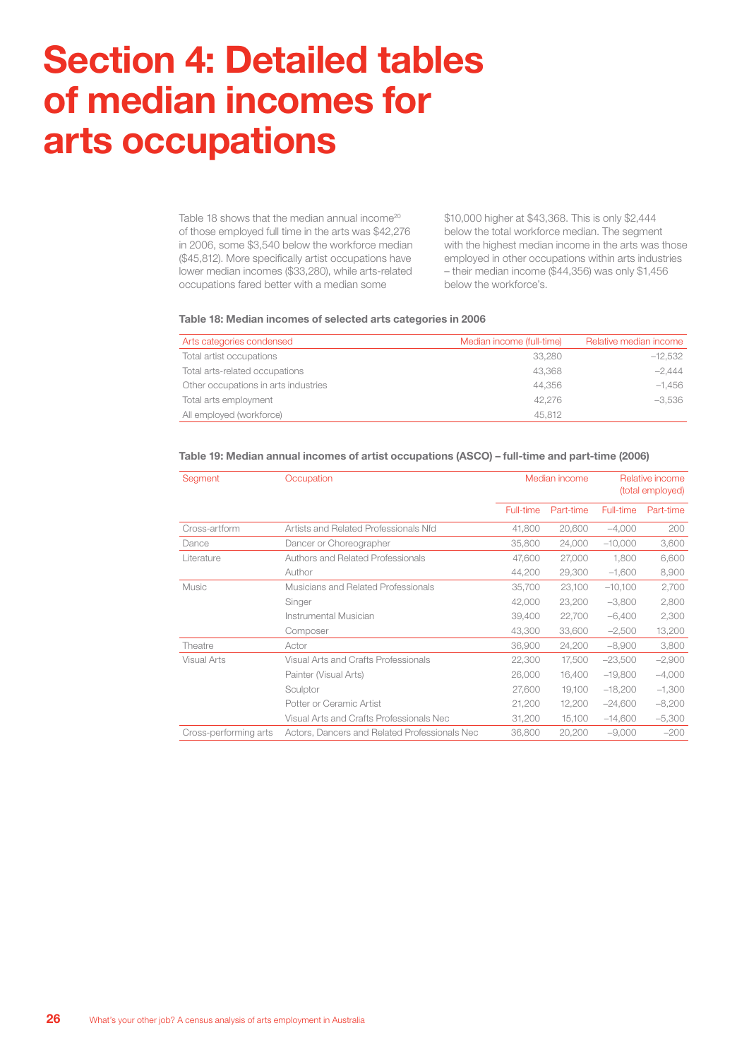# Section 4: Detailed tables of median incomes for arts occupations

Table 18 shows that the median annual income[20] of those employed full time in the arts was $42,276 in 2006, some $3,540 below the workforce median ($45,812). More specifically artist occupations have lower median incomes ($33,280), while arts-related occupations fared better with a median some $10,000 higher at $43,368. This is only $2,444 below the total workforce median. The segment with the highest median income in the arts was those employed in other occupations within arts industries – their median income ($44,356) was only $1,456 below the workforce's.

**Table 18: Median incomes of selected arts categories in 2006**

| Arts categories condensed | Median income (full-time) | Relative median income |
|---|---|---|
| Total artist occupations | 33,280 | –12,532 |
| Total arts-related occupations | 43,368 | –2,444 |
| Other occupations in arts industries | 44,356 | –1,456 |
| Total arts employment | 42,276 | –3,536 |
| All employed (workforce) | 45,812 | |

**Table 19: Median annual incomes of artist occupations (ASCO) – full-time and part-time (2006)**

| Segment | Occupation | Median income | | Relative income (total employed) | |
|---|---|---|---|---|---|
| | | Full-time | Part-time | Full-time | Part-time |
| Cross-artform | Artists and Related Professionals Nfd | 41,800 | 20,600 | –4,000 | 200 |
| Dance | Dancer or Choreographer | 35,800 | 24,000 | –10,000 | 3,600 |
| Literature | Authors and Related Professionals | 47,600 | 27,000 | 1,800 | 6,600 |
| | Author | 44,200 | 29,300 | –1,600 | 8,900 |
| Music | Musicians and Related Professionals | 35,700 | 23,100 | –10,100 | 2,700 |
| | Singer | 42,000 | 23,200 | –3,800 | 2,800 |
| | Instrumental Musician | 39,400 | 22,700 | –6,400 | 2,300 |
| | Composer | 43,300 | 33,600 | –2,500 | 13,200 |
| Theatre | Actor | 36,900 | 24,200 | –8,900 | 3,800 |
| Visual Arts | Visual Arts and Crafts Professionals | 22,300 | 17,500 | –23,500 | –2,900 |
| | Painter (Visual Arts) | 26,000 | 16,400 | –19,800 | –4,000 |
| | Sculptor | 27,600 | 19,100 | –18,200 | –1,300 |
| | Potter or Ceramic Artist | 21,200 | 12,200 | –24,600 | –8,200 |
| | Visual Arts and Crafts Professionals Nec | 31,200 | 15,100 | –14,600 | –5,300 |
| Cross-performing arts | Actors, Dancers and Related Professionals Nec | 36,800 | 20,200 | –9,000 | –200 |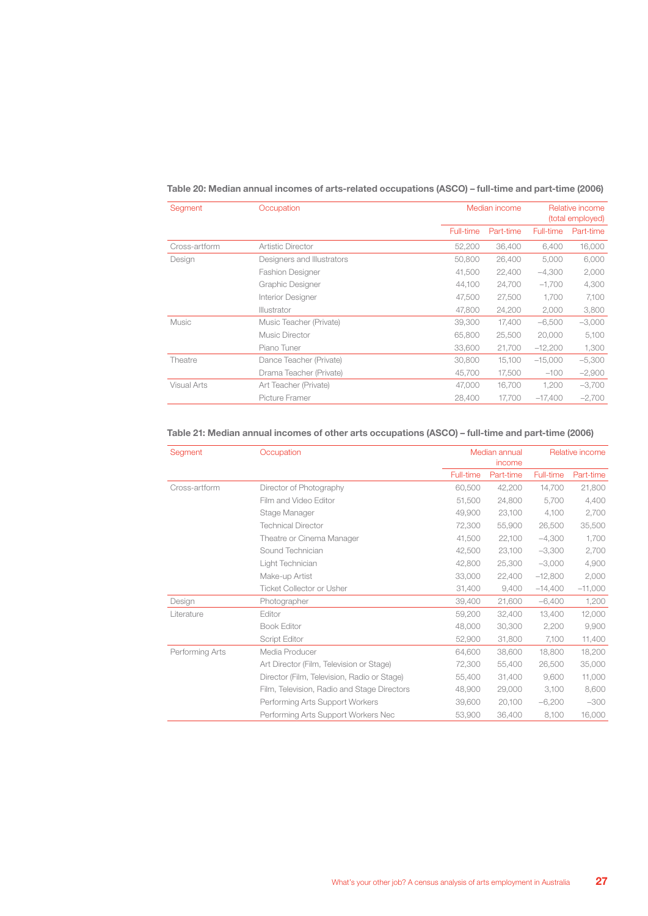**Table 20: Median annual incomes of arts-related occupations (ASCO) – full-time and part-time (2006)**

| Segment | Occupation | Median income | | Relative income (total employed) | |
|---|---|---|---|---|---|
| | | Full-time | Part-time | Full-time | Part-time |
| Cross-artform | Artistic Director | 52,200 | 36,400 | 6,400 | 16,000 |
| Design | Designers and Illustrators | 50,800 | 26,400 | 5,000 | 6,000 |
| | Fashion Designer | 41,500 | 22,400 | –4,300 | 2,000 |
| | Graphic Designer | 44,100 | 24,700 | –1,700 | 4,300 |
| | Interior Designer | 47,500 | 27,500 | 1,700 | 7,100 |
| | Illustrator | 47,800 | 24,200 | 2,000 | 3,800 |
| Music | Music Teacher (Private) | 39,300 | 17,400 | –6,500 | –3,000 |
| | Music Director | 65,800 | 25,500 | 20,000 | 5,100 |
| | Piano Tuner | 33,600 | 21,700 | –12,200 | 1,300 |
| Theatre | Dance Teacher (Private) | 30,800 | 15,100 | –15,000 | –5,300 |
| | Drama Teacher (Private) | 45,700 | 17,500 | –100 | –2,900 |
| Visual Arts | Art Teacher (Private) | 47,000 | 16,700 | 1,200 | –3,700 |
| | Picture Framer | 28,400 | 17,700 | –17,400 | –2,700 |

**Table 21: Median annual incomes of other arts occupations (ASCO) – full-time and part-time (2006)**

| Segment | Occupation | Median annual income | | Relative income | |
|---|---|---|---|---|---|
| | | Full-time | Part-time | Full-time | Part-time |
| Cross-artform | Director of Photography | 60,500 | 42,200 | 14,700 | 21,800 |
| | Film and Video Editor | 51,500 | 24,800 | 5,700 | 4,400 |
| | Stage Manager | 49,900 | 23,100 | 4,100 | 2,700 |
| | Technical Director | 72,300 | 55,900 | 26,500 | 35,500 |
| | Theatre or Cinema Manager | 41,500 | 22,100 | –4,300 | 1,700 |
| | Sound Technician | 42,500 | 23,100 | –3,300 | 2,700 |
| | Light Technician | 42,800 | 25,300 | –3,000 | 4,900 |
| | Make-up Artist | 33,000 | 22,400 | –12,800 | 2,000 |
| | Ticket Collector or Usher | 31,400 | 9,400 | –14,400 | –11,000 |
| Design | Photographer | 39,400 | 21,600 | –6,400 | 1,200 |
| Literature | Editor | 59,200 | 32,400 | 13,400 | 12,000 |
| | Book Editor | 48,000 | 30,300 | 2,200 | 9,900 |
| | Script Editor | 52,900 | 31,800 | 7,100 | 11,400 |
| Performing Arts | Media Producer | 64,600 | 38,600 | 18,800 | 18,200 |
| | Art Director (Film, Television or Stage) | 72,300 | 55,400 | 26,500 | 35,000 |
| | Director (Film, Television, Radio or Stage) | 55,400 | 31,400 | 9,600 | 11,000 |
| | Film, Television, Radio and Stage Directors | 48,900 | 29,000 | 3,100 | 8,600 |
| | Performing Arts Support Workers | 39,600 | 20,100 | –6,200 | –300 |
| | Performing Arts Support Workers Nec | 53,900 | 36,400 | 8,100 | 16,000 |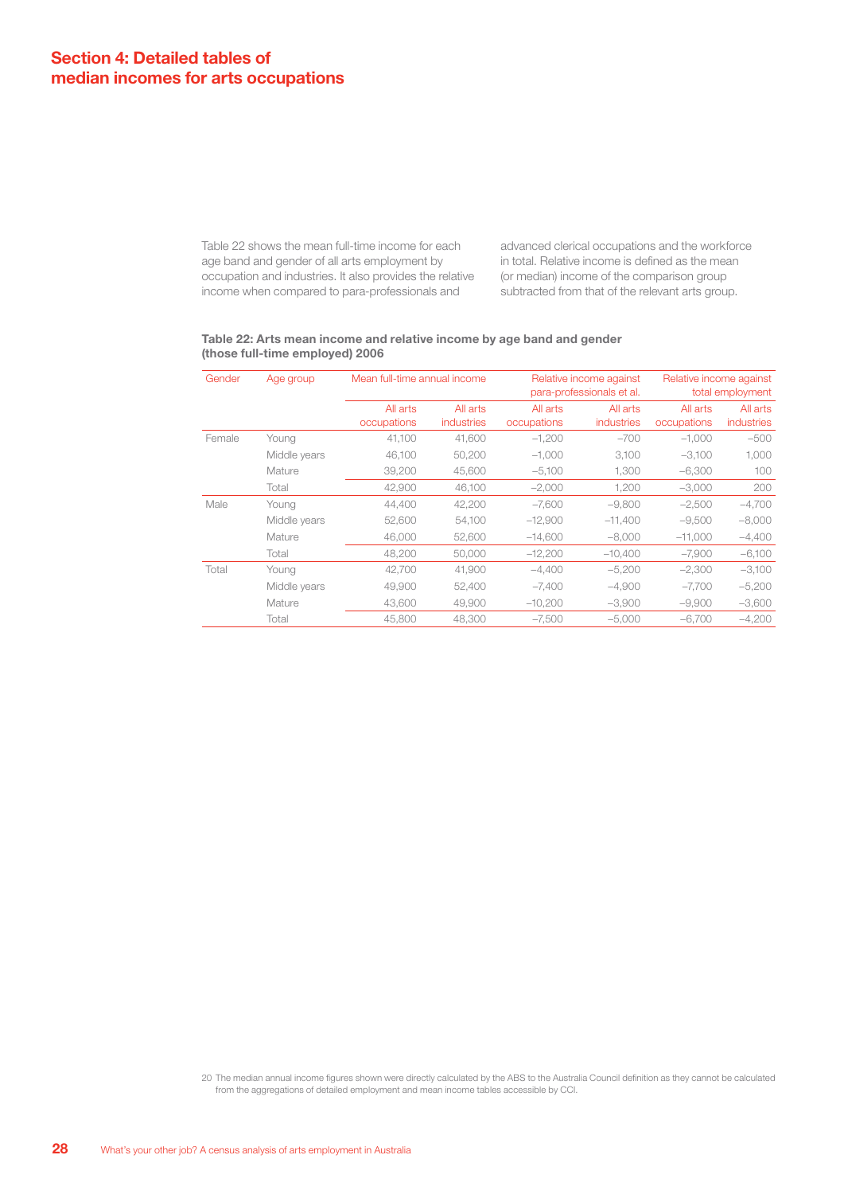## Section 4: Detailed tables of median incomes for arts occupations

Table 22 shows the mean full-time income for each age band and gender of all arts employment by occupation and industries. It also provides the relative income when compared to para-professionals and advanced clerical occupations and the workforce in total. Relative income is defined as the mean (or median) income of the comparison group subtracted from that of the relevant arts group.

**Table 22: Arts mean income and relative income by age band and gender (those full-time employed) 2006**

| Gender | Age group | Mean full-time annual income | | Relative income against para-professionals et al. | | Relative income against total employment | |
|---|---|---|---|---|---|---|---|
| | | All arts occupations | All arts industries | All arts occupations | All arts industries | All arts occupations | All arts industries |
| Female | Young | 41,100 | 41,600 | −1,200 | −700 | −1,000 | −500 |
| | Middle years | 46,100 | 50,200 | −1,000 | 3,100 | −3,100 | 1,000 |
| | Mature | 39,200 | 45,600 | −5,100 | 1,300 | −6,300 | 100 |
| | Total | 42,900 | 46,100 | −2,000 | 1,200 | −3,000 | 200 |
| Male | Young | 44,400 | 42,200 | −7,600 | −9,800 | −2,500 | −4,700 |
| | Middle years | 52,600 | 54,100 | −12,900 | −11,400 | −9,500 | −8,000 |
| | Mature | 46,000 | 52,600 | −14,600 | −8,000 | −11,000 | −4,400 |
| | Total | 48,200 | 50,000 | −12,200 | −10,400 | −7,900 | −6,100 |
| Total | Young | 42,700 | 41,900 | −4,400 | −5,200 | −2,300 | −3,100 |
| | Middle years | 49,900 | 52,400 | −7,400 | −4,900 | −7,700 | −5,200 |
| | Mature | 43,600 | 49,900 | −10,200 | −3,900 | −9,900 | −3,600 |
| | Total | 45,800 | 48,300 | −7,500 | −5,000 | −6,700 | −4,200 |

20 The median annual income figures shown were directly calculated by the ABS to the Australia Council definition as they cannot be calculated from the aggregations of detailed employment and mean income tables accessible by CCI.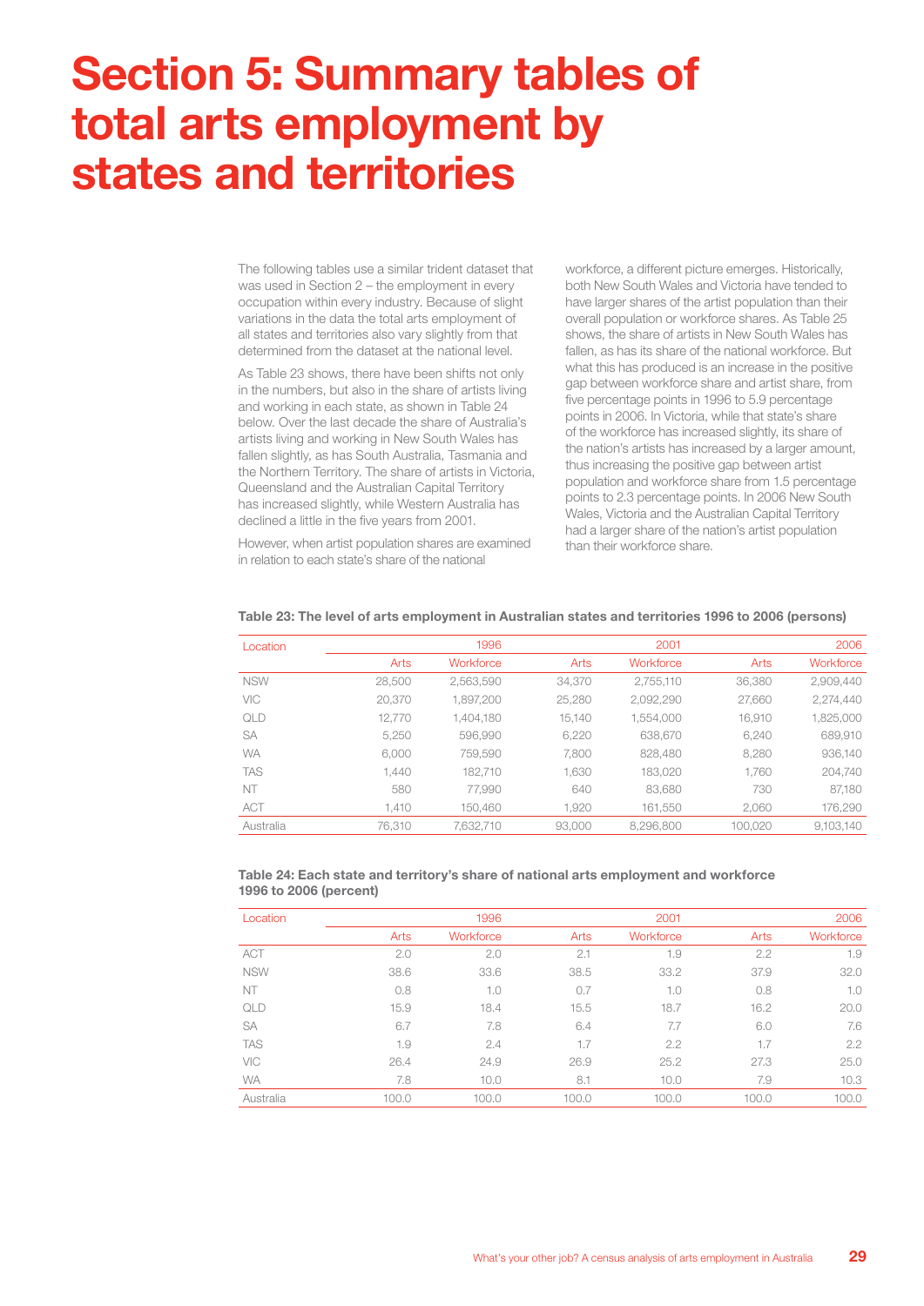# Section 5: Summary tables of total arts employment by states and territories

The following tables use a similar trident dataset that was used in Section 2 – the employment in every occupation within every industry. Because of slight variations in the data the total arts employment of all states and territories also vary slightly from that determined from the dataset at the national level.

As Table 23 shows, there have been shifts not only in the numbers, but also in the share of artists living and working in each state, as shown in Table 24 below. Over the last decade the share of Australia's artists living and working in New South Wales has fallen slightly, as has South Australia, Tasmania and the Northern Territory. The share of artists in Victoria, Queensland and the Australian Capital Territory has increased slightly, while Western Australia has declined a little in the five years from 2001.

However, when artist population shares are examined in relation to each state's share of the national workforce, a different picture emerges. Historically, both New South Wales and Victoria have tended to have larger shares of the artist population than their overall population or workforce shares. As Table 25 shows, the share of artists in New South Wales has fallen, as has its share of the national workforce. But what this has produced is an increase in the positive gap between workforce share and artist share, from five percentage points in 1996 to 5.9 percentage points in 2006. In Victoria, while that state's share of the workforce has increased slightly, its share of the nation's artists has increased by a larger amount, thus increasing the positive gap between artist population and workforce share from 1.5 percentage points to 2.3 percentage points. In 2006 New South Wales, Victoria and the Australian Capital Territory had a larger share of the nation's artist population than their workforce share.

**Table 23: The level of arts employment in Australian states and territories 1996 to 2006 (persons)**

| Location | 1996 | | 2001 | | 2006 | |
|---|---|---|---|---|---|---|
| | Arts | Workforce | Arts | Workforce | Arts | Workforce |
| NSW | 28,500 | 2,563,590 | 34,370 | 2,755,110 | 36,380 | 2,909,440 |
| VIC | 20,370 | 1,897,200 | 25,280 | 2,092,290 | 27,660 | 2,274,440 |
| QLD | 12,770 | 1,404,180 | 15,140 | 1,554,000 | 16,910 | 1,825,000 |
| SA | 5,250 | 596,990 | 6,220 | 638,670 | 6,240 | 689,910 |
| WA | 6,000 | 759,590 | 7,800 | 828,480 | 8,280 | 936,140 |
| TAS | 1,440 | 182,710 | 1,630 | 183,020 | 1,760 | 204,740 |
| NT | 580 | 77,990 | 640 | 83,680 | 730 | 87,180 |
| ACT | 1,410 | 150,460 | 1,920 | 161,550 | 2,060 | 176,290 |
| Australia | 76,310 | 7,632,710 | 93,000 | 8,296,800 | 100,020 | 9,103,140 |

**Table 24: Each state and territory's share of national arts employment and workforce 1996 to 2006 (percent)**

| Location | 1996 | | 2001 | | 2006 | |
|---|---|---|---|---|---|---|
| | Arts | Workforce | Arts | Workforce | Arts | Workforce |
| ACT | 2.0 | 2.0 | 2.1 | 1.9 | 2.2 | 1.9 |
| NSW | 38.6 | 33.6 | 38.5 | 33.2 | 37.9 | 32.0 |
| NT | 0.8 | 1.0 | 0.7 | 1.0 | 0.8 | 1.0 |
| QLD | 15.9 | 18.4 | 15.5 | 18.7 | 16.2 | 20.0 |
| SA | 6.7 | 7.8 | 6.4 | 7.7 | 6.0 | 7.6 |
| TAS | 1.9 | 2.4 | 1.7 | 2.2 | 1.7 | 2.2 |
| VIC | 26.4 | 24.9 | 26.9 | 25.2 | 27.3 | 25.0 |
| WA | 7.8 | 10.0 | 8.1 | 10.0 | 7.9 | 10.3 |
| Australia | 100.0 | 100.0 | 100.0 | 100.0 | 100.0 | 100.0 |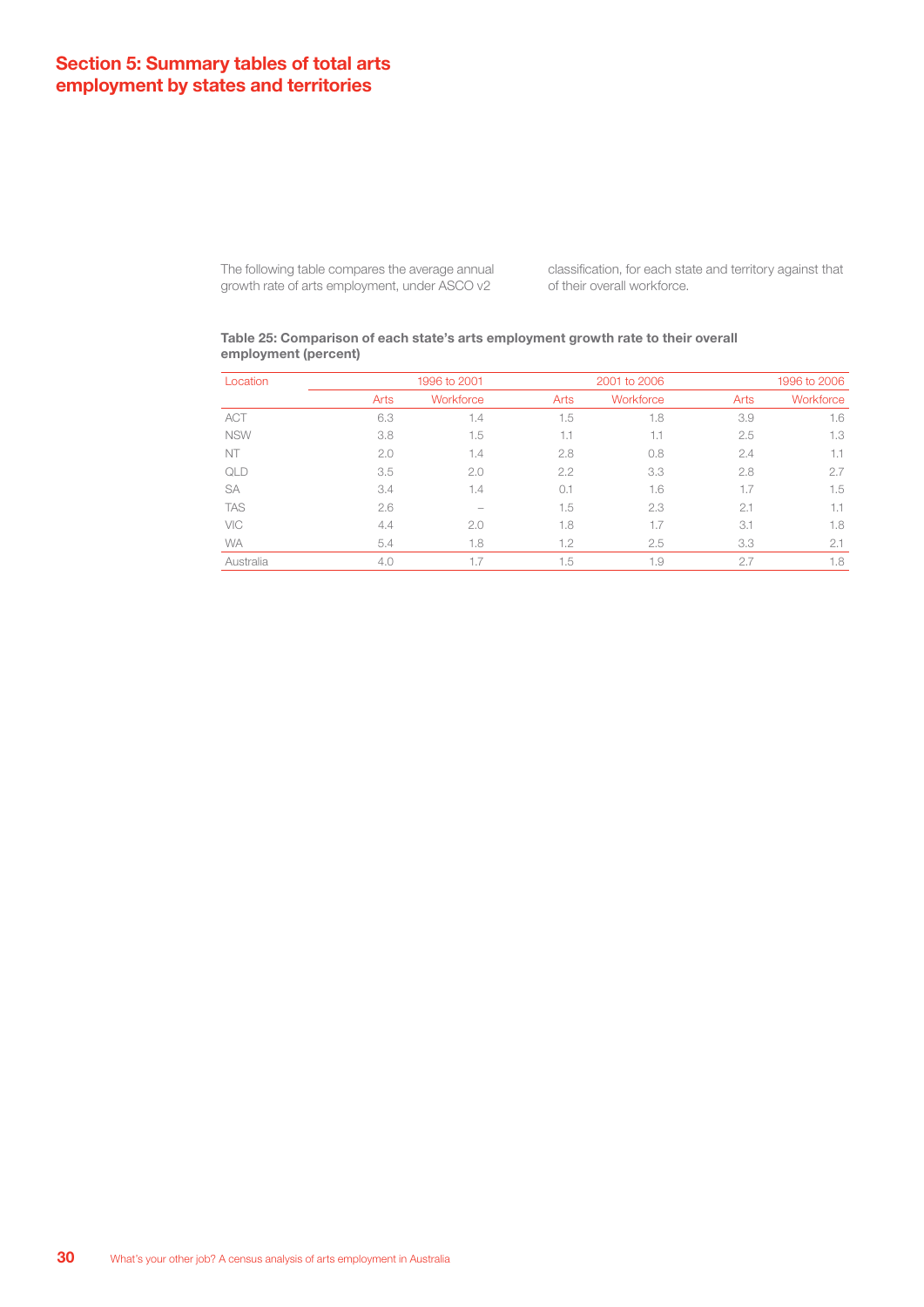## Section 5: Summary tables of total arts employment by states and territories

The following table compares the average annual growth rate of arts employment, under ASCO v2 classification, for each state and territory against that of their overall workforce.

**Table 25: Comparison of each state's arts employment growth rate to their overall employment (percent)**

| Location | 1996 to 2001 | | 2001 to 2006 | | 1996 to 2006 | |
|---|---|---|---|---|---|---|
| | Arts | Workforce | Arts | Workforce | Arts | Workforce |
| ACT | 6.3 | 1.4 | 1.5 | 1.8 | 3.9 | 1.6 |
| NSW | 3.8 | 1.5 | 1.1 | 1.1 | 2.5 | 1.3 |
| NT | 2.0 | 1.4 | 2.8 | 0.8 | 2.4 | 1.1 |
| QLD | 3.5 | 2.0 | 2.2 | 3.3 | 2.8 | 2.7 |
| SA | 3.4 | 1.4 | 0.1 | 1.6 | 1.7 | 1.5 |
| TAS | 2.6 | – | 1.5 | 2.3 | 2.1 | 1.1 |
| VIC | 4.4 | 2.0 | 1.8 | 1.7 | 3.1 | 1.8 |
| WA | 5.4 | 1.8 | 1.2 | 2.5 | 3.3 | 2.1 |
| Australia | 4.0 | 1.7 | 1.5 | 1.9 | 2.7 | 1.8 |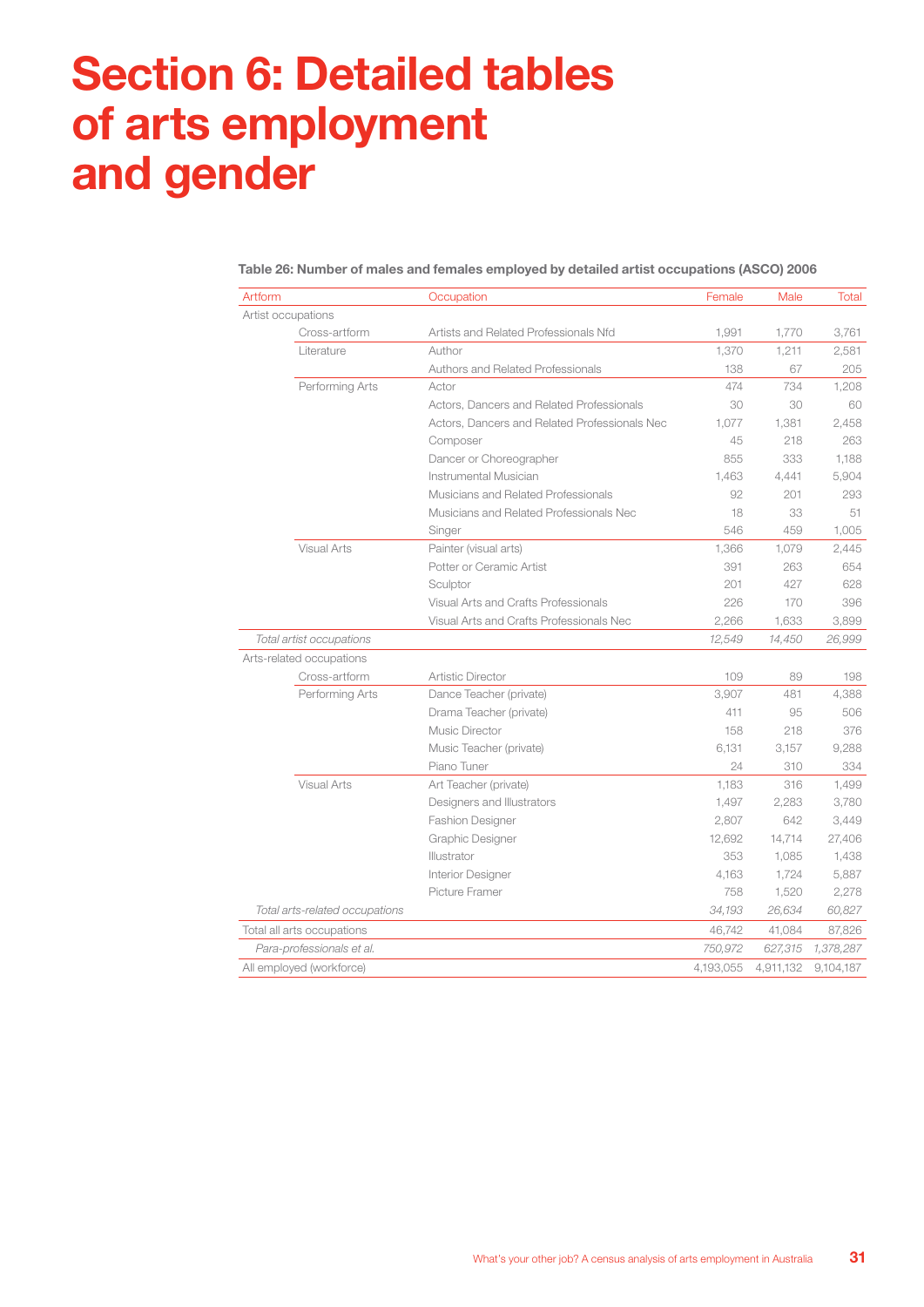# Section 6: Detailed tables of arts employment and gender

**Table 26: Number of males and females employed by detailed artist occupations (ASCO) 2006**

| Artform | | Occupation | Female | Male | Total |
|---|---|---|---|---|---|
| Artist occupations | | | | | |
| | Cross-artform | Artists and Related Professionals Nfd | 1,991 | 1,770 | 3,761 |
| | Literature | Author | 1,370 | 1,211 | 2,581 |
| | | Authors and Related Professionals | 138 | 67 | 205 |
| | Performing Arts | Actor | 474 | 734 | 1,208 |
| | | Actors, Dancers and Related Professionals | 30 | 30 | 60 |
| | | Actors, Dancers and Related Professionals Nec | 1,077 | 1,381 | 2,458 |
| | | Composer | 45 | 218 | 263 |
| | | Dancer or Choreographer | 855 | 333 | 1,188 |
| | | Instrumental Musician | 1,463 | 4,441 | 5,904 |
| | | Musicians and Related Professionals | 92 | 201 | 293 |
| | | Musicians and Related Professionals Nec | 18 | 33 | 51 |
| | | Singer | 546 | 459 | 1,005 |
| | Visual Arts | Painter (visual arts) | 1,366 | 1,079 | 2,445 |
| | | Potter or Ceramic Artist | 391 | 263 | 654 |
| | | Sculptor | 201 | 427 | 628 |
| | | Visual Arts and Crafts Professionals | 226 | 170 | 396 |
| | | Visual Arts and Crafts Professionals Nec | 2,266 | 1,633 | 3,899 |
| *Total artist occupations* | | | *12,549* | *14,450* | *26,999* |
| Arts-related occupations | | | | | |
| | Cross-artform | Artistic Director | 109 | 89 | 198 |
| | Performing Arts | Dance Teacher (private) | 3,907 | 481 | 4,388 |
| | | Drama Teacher (private) | 411 | 95 | 506 |
| | | Music Director | 158 | 218 | 376 |
| | | Music Teacher (private) | 6,131 | 3,157 | 9,288 |
| | | Piano Tuner | 24 | 310 | 334 |
| | Visual Arts | Art Teacher (private) | 1,183 | 316 | 1,499 |
| | | Designers and Illustrators | 1,497 | 2,283 | 3,780 |
| | | Fashion Designer | 2,807 | 642 | 3,449 |
| | | Graphic Designer | 12,692 | 14,714 | 27,406 |
| | | Illustrator | 353 | 1,085 | 1,438 |
| | | Interior Designer | 4,163 | 1,724 | 5,887 |
| | | Picture Framer | 758 | 1,520 | 2,278 |
| *Total arts-related occupations* | | | *34,193* | *26,634* | *60,827* |
| Total all arts occupations | | | 46,742 | 41,084 | 87,826 |
| *Para-professionals et al.* | | | *750,972* | *627,315* | *1,378,287* |
| All employed (workforce) | | | 4,193,055 | 4,911,132 | 9,104,187 |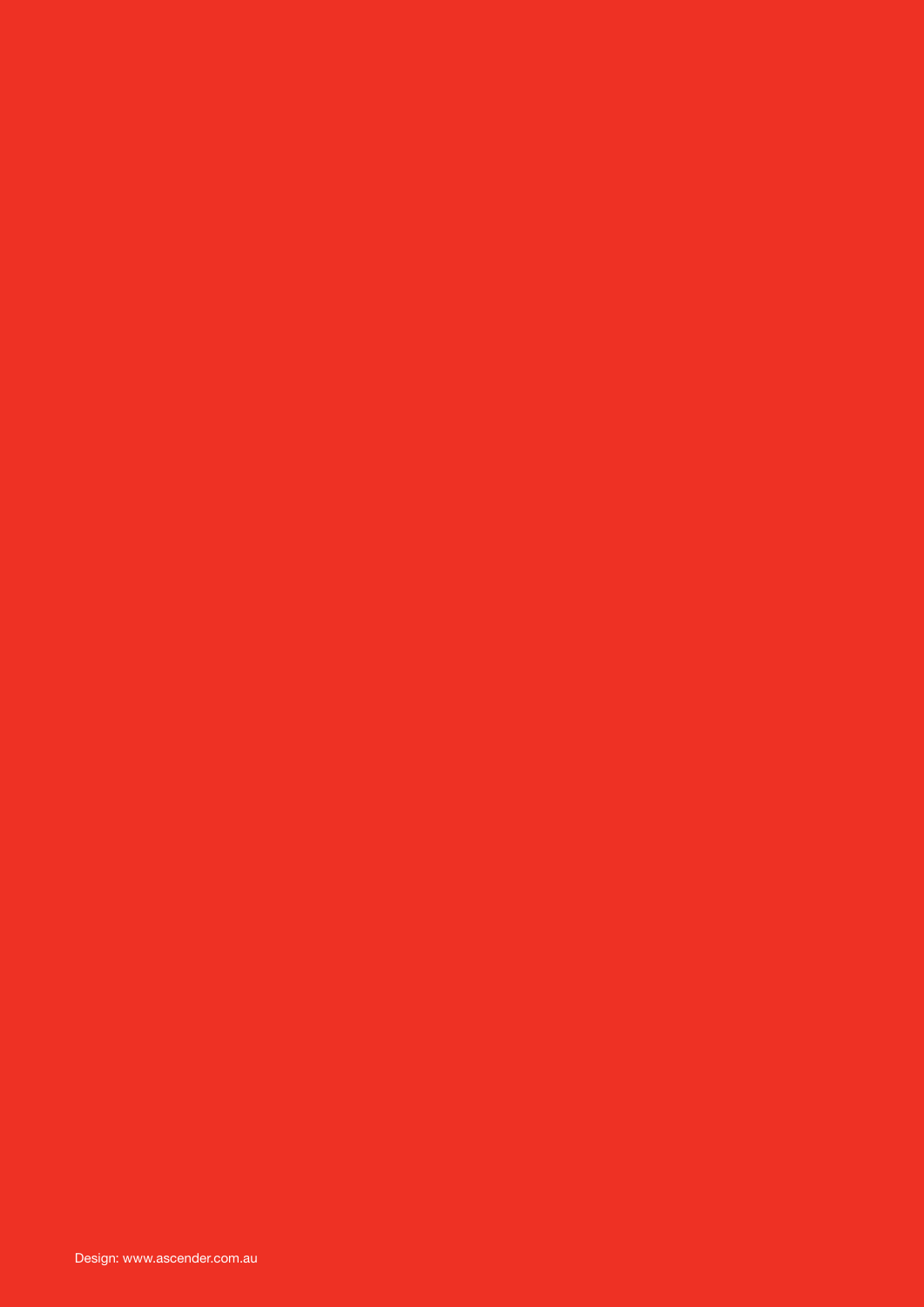Design: www.ascender.com.au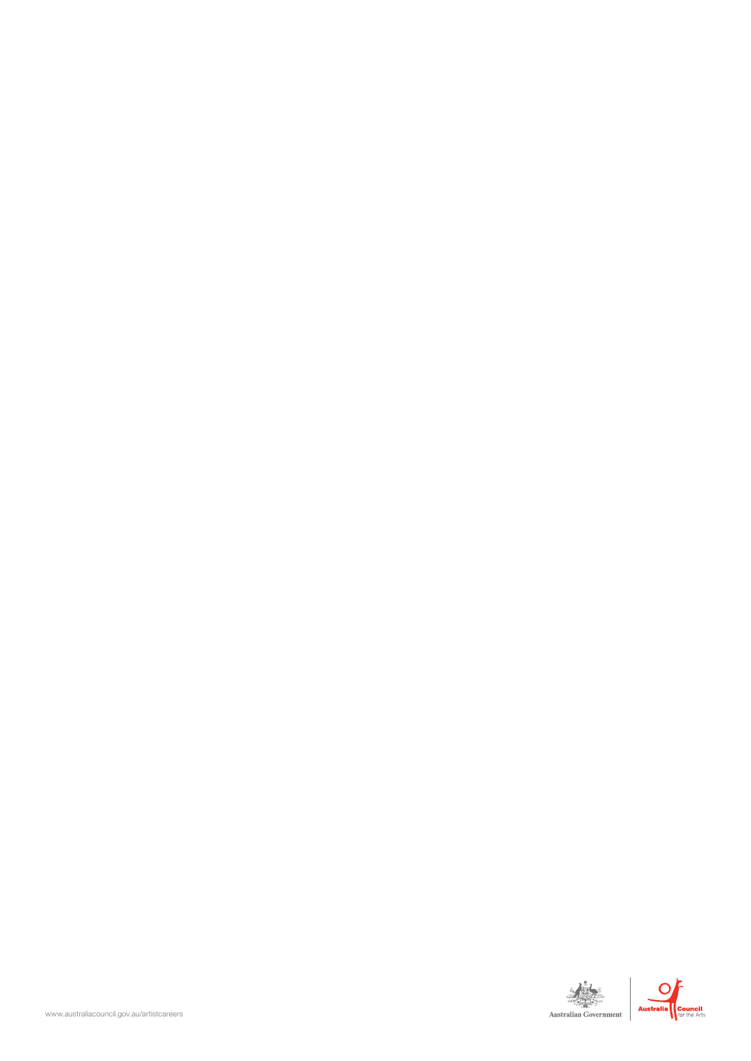www.australiacouncil.gov.au/artistcareers

Australian Government

Australia Council for the Arts